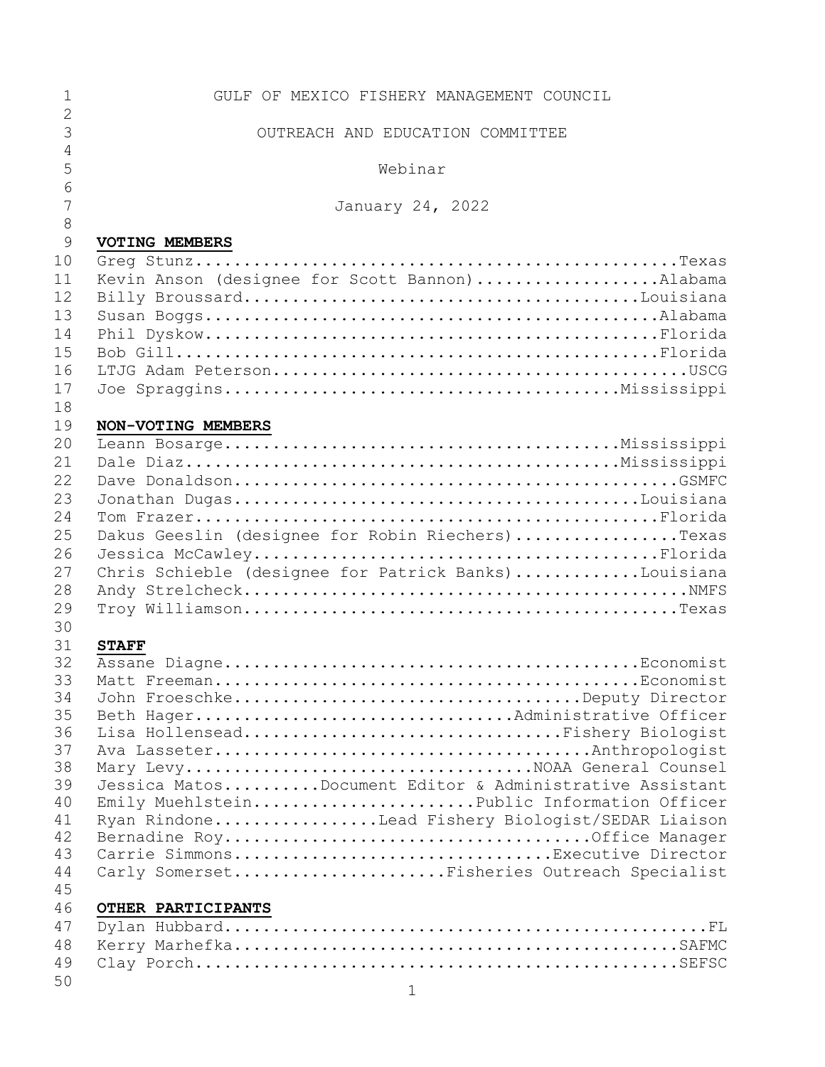GULF OF MEXICO FISHERY MANAGEMENT COUNCIL

OUTREACH AND EDUCATION COMMITTEE

Webinar

January 24, 2022

**VOTING MEMBERS**

Greg Stunz....................................................Texas
Kevin Anson (designee for Scott Bannon)...................Alabama
Billy Broussard.........................................Louisiana
Susan Boggs...............................................Alabama
Phil Dyskow...............................................Florida
Bob Gill..................................................Florida
LTJG Adam Peterson...........................................USCG
Joe Spraggins.........................................Mississippi

**NON-VOTING MEMBERS**

Leann Bosarge.........................................Mississippi
Dale Diaz.............................................Mississippi
Dave Donaldson..............................................GSMFC
Jonathan Dugas..........................................Louisiana
Tom Frazer................................................Florida
Dakus Geeslin (designee for Robin Riechers).................Texas
Jessica McCawley..........................................Florida
Chris Schieble (designee for Patrick Banks).............Louisiana
Andy Strelcheck..............................................NMFS
Troy Williamson.............................................Texas

**STAFF**

Assane Diagne...........................................Economist
Matt Freeman............................................Economist
John Froeschke.....................................Deputy Director
Beth Hager...............................Administrative Officer
Lisa Hollensead................................Fishery Biologist
Ava Lasseter...............................................Anthropologist
Mary Levy.................................NOAA General Counsel
Jessica Matos..........Document Editor & Administrative Assistant
Emily Muehlstein......................Public Information Officer
Ryan Rindone.................Lead Fishery Biologist/SEDAR Liaison
Bernadine Roy.....................................Office Manager
Carrie Simmons................................Executive Director
Carly Somerset......................Fisheries Outreach Specialist

**OTHER PARTICIPANTS**

Dylan Hubbard..................................................FL
Kerry Marhefka..............................................SAFMC
Clay Porch..................................................SEFSC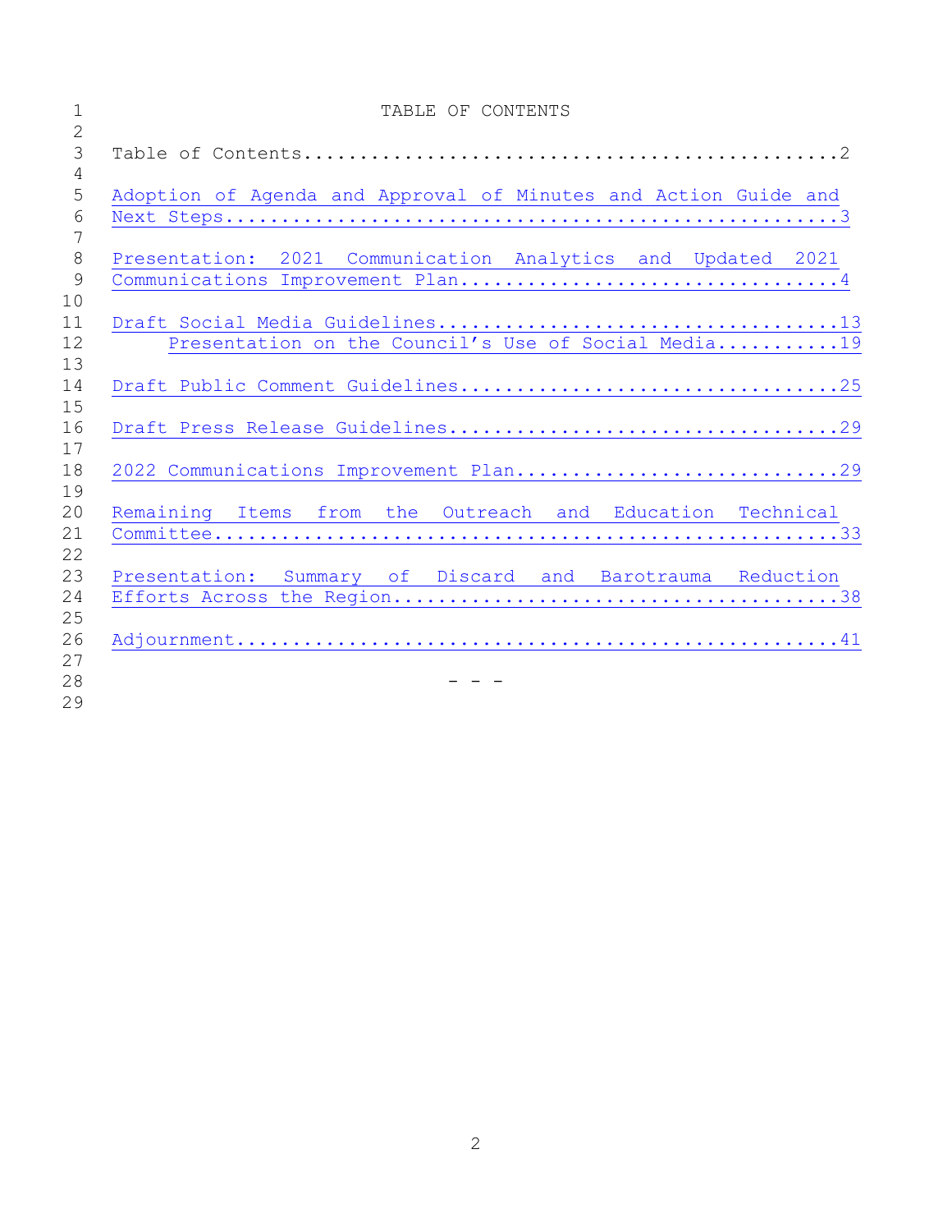# TABLE OF CONTENTS

Table of Contents....................................................2

Adoption of Agenda and Approval of Minutes and Action Guide and Next Steps....................................................3

Presentation: 2021 Communication Analytics and Updated 2021 Communications Improvement Plan....................................4

Draft Social Media Guidelines....................................13

- Presentation on the Council’s Use of Social Media...........19

Draft Public Comment Guidelines..................................25

Draft Press Release Guidelines...................................29

2022 Communications Improvement Plan.............................29

Remaining Items from the Outreach and Education Technical Committee.........................................................33

Presentation: Summary of Discard and Barotrauma Reduction Efforts Across the Region.........................................38

Adjournment......................................................41

\- - -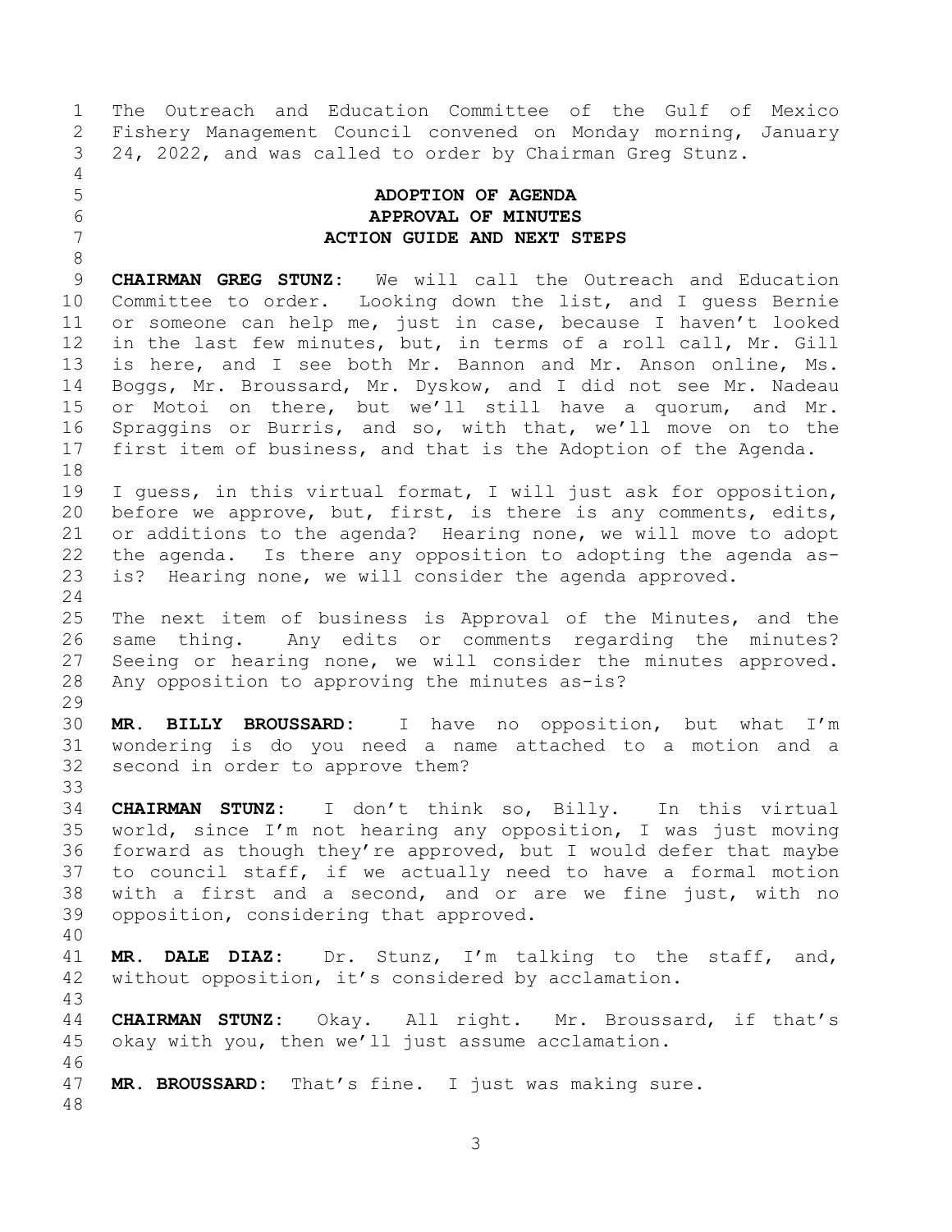The Outreach and Education Committee of the Gulf of Mexico Fishery Management Council convened on Monday morning, January 24, 2022, and was called to order by Chairman Greg Stunz.

## ADOPTION OF AGENDA
## APPROVAL OF MINUTES
## ACTION GUIDE AND NEXT STEPS

**CHAIRMAN GREG STUNZ:** We will call the Outreach and Education Committee to order. Looking down the list, and I guess Bernie or someone can help me, just in case, because I haven't looked in the last few minutes, but, in terms of a roll call, Mr. Gill is here, and I see both Mr. Bannon and Mr. Anson online, Ms. Boggs, Mr. Broussard, Mr. Dyskow, and I did not see Mr. Nadeau or Motoi on there, but we'll still have a quorum, and Mr. Spraggins or Burris, and so, with that, we'll move on to the first item of business, and that is the Adoption of the Agenda.

I guess, in this virtual format, I will just ask for opposition, before we approve, but, first, is there is any comments, edits, or additions to the agenda? Hearing none, we will move to adopt the agenda. Is there any opposition to adopting the agenda as-is? Hearing none, we will consider the agenda approved.

The next item of business is Approval of the Minutes, and the same thing. Any edits or comments regarding the minutes? Seeing or hearing none, we will consider the minutes approved. Any opposition to approving the minutes as-is?

**MR. BILLY BROUSSARD:** I have no opposition, but what I'm wondering is do you need a name attached to a motion and a second in order to approve them?

**CHAIRMAN STUNZ:** I don't think so, Billy. In this virtual world, since I'm not hearing any opposition, I was just moving forward as though they're approved, but I would defer that maybe to council staff, if we actually need to have a formal motion with a first and a second, and or are we fine just, with no opposition, considering that approved.

**MR. DALE DIAZ:** Dr. Stunz, I'm talking to the staff, and, without opposition, it's considered by acclamation.

**CHAIRMAN STUNZ:** Okay. All right. Mr. Broussard, if that's okay with you, then we'll just assume acclamation.

**MR. BROUSSARD:** That's fine. I just was making sure.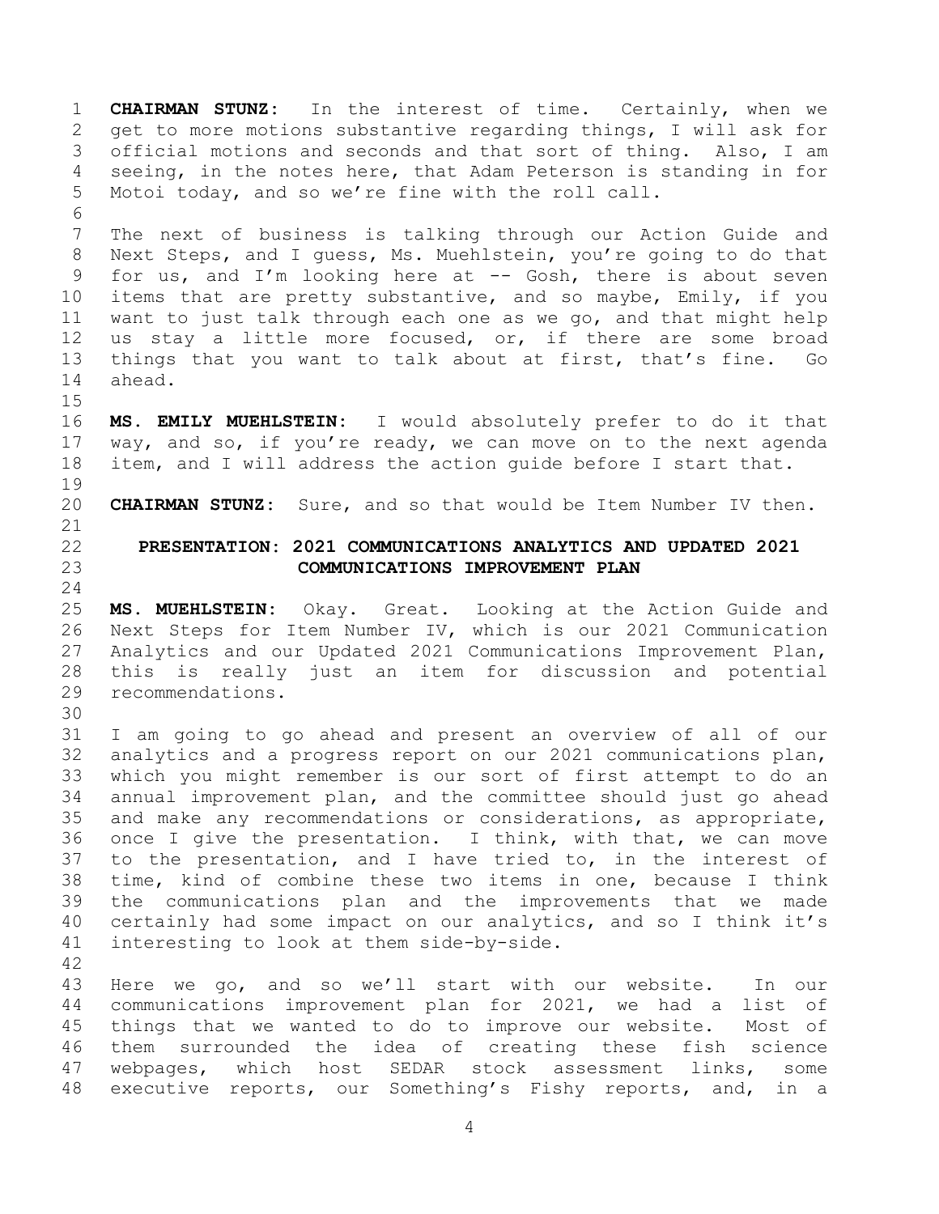**CHAIRMAN STUNZ:** In the interest of time. Certainly, when we get to more motions substantive regarding things, I will ask for official motions and seconds and that sort of thing. Also, I am seeing, in the notes here, that Adam Peterson is standing in for Motoi today, and so we're fine with the roll call.

The next of business is talking through our Action Guide and Next Steps, and I guess, Ms. Muehlstein, you're going to do that for us, and I'm looking here at -- Gosh, there is about seven items that are pretty substantive, and so maybe, Emily, if you want to just talk through each one as we go, and that might help us stay a little more focused, or, if there are some broad things that you want to talk about at first, that's fine. Go ahead.

**MS. EMILY MUEHLSTEIN:** I would absolutely prefer to do it that way, and so, if you're ready, we can move on to the next agenda item, and I will address the action guide before I start that.

**CHAIRMAN STUNZ:** Sure, and so that would be Item Number IV then.

## PRESENTATION: 2021 COMMUNICATIONS ANALYTICS AND UPDATED 2021 COMMUNICATIONS IMPROVEMENT PLAN

**MS. MUEHLSTEIN:** Okay. Great. Looking at the Action Guide and Next Steps for Item Number IV, which is our 2021 Communication Analytics and our Updated 2021 Communications Improvement Plan, this is really just an item for discussion and potential recommendations.

I am going to go ahead and present an overview of all of our analytics and a progress report on our 2021 communications plan, which you might remember is our sort of first attempt to do an annual improvement plan, and the committee should just go ahead and make any recommendations or considerations, as appropriate, once I give the presentation. I think, with that, we can move to the presentation, and I have tried to, in the interest of time, kind of combine these two items in one, because I think the communications plan and the improvements that we made certainly had some impact on our analytics, and so I think it's interesting to look at them side-by-side.

Here we go, and so we'll start with our website. In our communications improvement plan for 2021, we had a list of things that we wanted to do to improve our website. Most of them surrounded the idea of creating these fish science webpages, which host SEDAR stock assessment links, some executive reports, our Something's Fishy reports, and, in a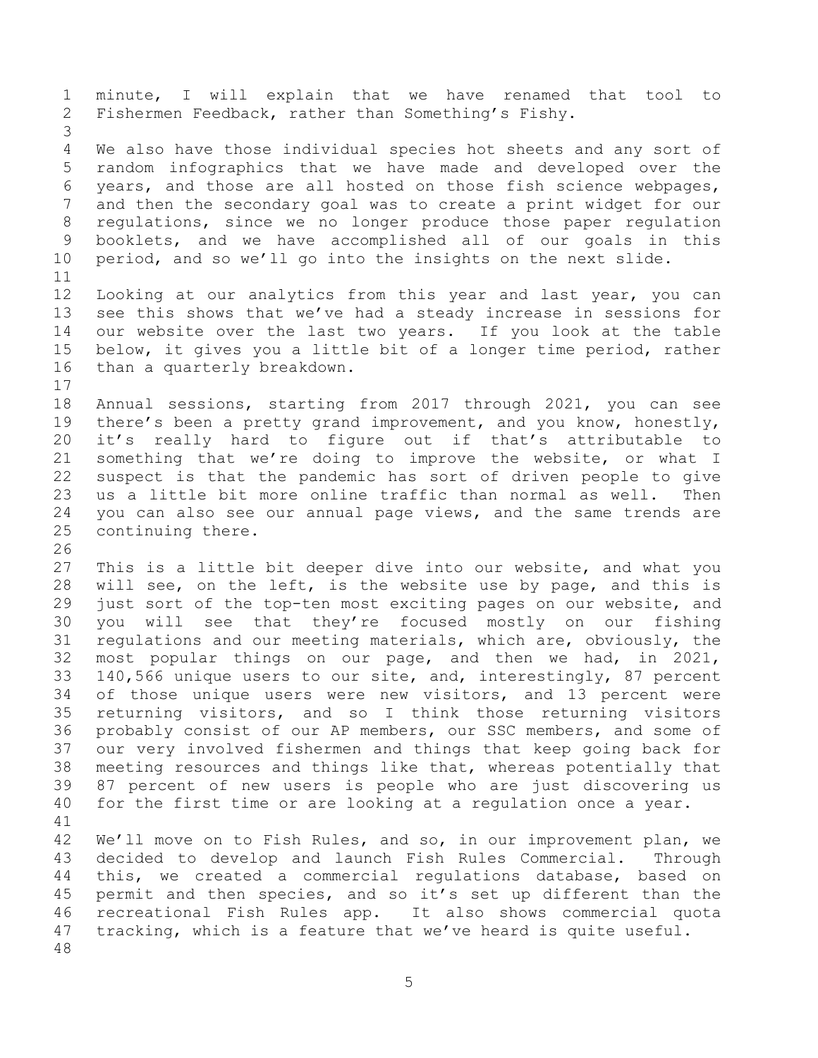minute, I will explain that we have renamed that tool to Fishermen Feedback, rather than Something's Fishy.

We also have those individual species hot sheets and any sort of random infographics that we have made and developed over the years, and those are all hosted on those fish science webpages, and then the secondary goal was to create a print widget for our regulations, since we no longer produce those paper regulation booklets, and we have accomplished all of our goals in this period, and so we'll go into the insights on the next slide.

Looking at our analytics from this year and last year, you can see this shows that we've had a steady increase in sessions for our website over the last two years. If you look at the table below, it gives you a little bit of a longer time period, rather than a quarterly breakdown.

Annual sessions, starting from 2017 through 2021, you can see there's been a pretty grand improvement, and you know, honestly, it's really hard to figure out if that's attributable to something that we're doing to improve the website, or what I suspect is that the pandemic has sort of driven people to give us a little bit more online traffic than normal as well. Then you can also see our annual page views, and the same trends are continuing there.

This is a little bit deeper dive into our website, and what you will see, on the left, is the website use by page, and this is just sort of the top-ten most exciting pages on our website, and you will see that they're focused mostly on our fishing regulations and our meeting materials, which are, obviously, the most popular things on our page, and then we had, in 2021, 140,566 unique users to our site, and, interestingly, 87 percent of those unique users were new visitors, and 13 percent were returning visitors, and so I think those returning visitors probably consist of our AP members, our SSC members, and some of our very involved fishermen and things that keep going back for meeting resources and things like that, whereas potentially that 87 percent of new users is people who are just discovering us for the first time or are looking at a regulation once a year.

We'll move on to Fish Rules, and so, in our improvement plan, we decided to develop and launch Fish Rules Commercial. Through this, we created a commercial regulations database, based on permit and then species, and so it's set up different than the recreational Fish Rules app. It also shows commercial quota tracking, which is a feature that we've heard is quite useful.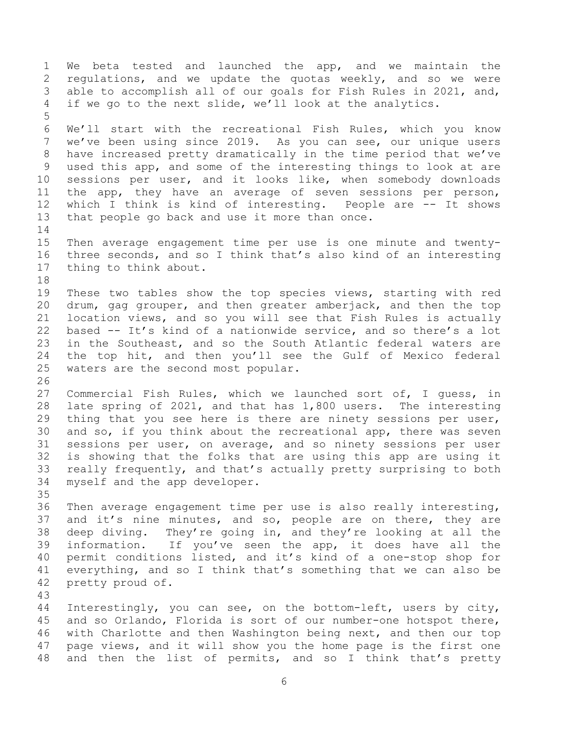We beta tested and launched the app, and we maintain the regulations, and we update the quotas weekly, and so we were able to accomplish all of our goals for Fish Rules in 2021, and, if we go to the next slide, we'll look at the analytics.

We'll start with the recreational Fish Rules, which you know we've been using since 2019. As you can see, our unique users have increased pretty dramatically in the time period that we've used this app, and some of the interesting things to look at are sessions per user, and it looks like, when somebody downloads the app, they have an average of seven sessions per person, which I think is kind of interesting. People are -- It shows that people go back and use it more than once.

Then average engagement time per use is one minute and twenty-three seconds, and so I think that's also kind of an interesting thing to think about.

These two tables show the top species views, starting with red drum, gag grouper, and then greater amberjack, and then the top location views, and so you will see that Fish Rules is actually based -- It's kind of a nationwide service, and so there's a lot in the Southeast, and so the South Atlantic federal waters are the top hit, and then you'll see the Gulf of Mexico federal waters are the second most popular.

Commercial Fish Rules, which we launched sort of, I guess, in late spring of 2021, and that has 1,800 users. The interesting thing that you see here is there are ninety sessions per user, and so, if you think about the recreational app, there was seven sessions per user, on average, and so ninety sessions per user is showing that the folks that are using this app are using it really frequently, and that's actually pretty surprising to both myself and the app developer.

Then average engagement time per use is also really interesting, and it's nine minutes, and so, people are on there, they are deep diving. They're going in, and they're looking at all the information. If you've seen the app, it does have all the permit conditions listed, and it's kind of a one-stop shop for everything, and so I think that's something that we can also be pretty proud of.

Interestingly, you can see, on the bottom-left, users by city, and so Orlando, Florida is sort of our number-one hotspot there, with Charlotte and then Washington being next, and then our top page views, and it will show you the home page is the first one and then the list of permits, and so I think that's pretty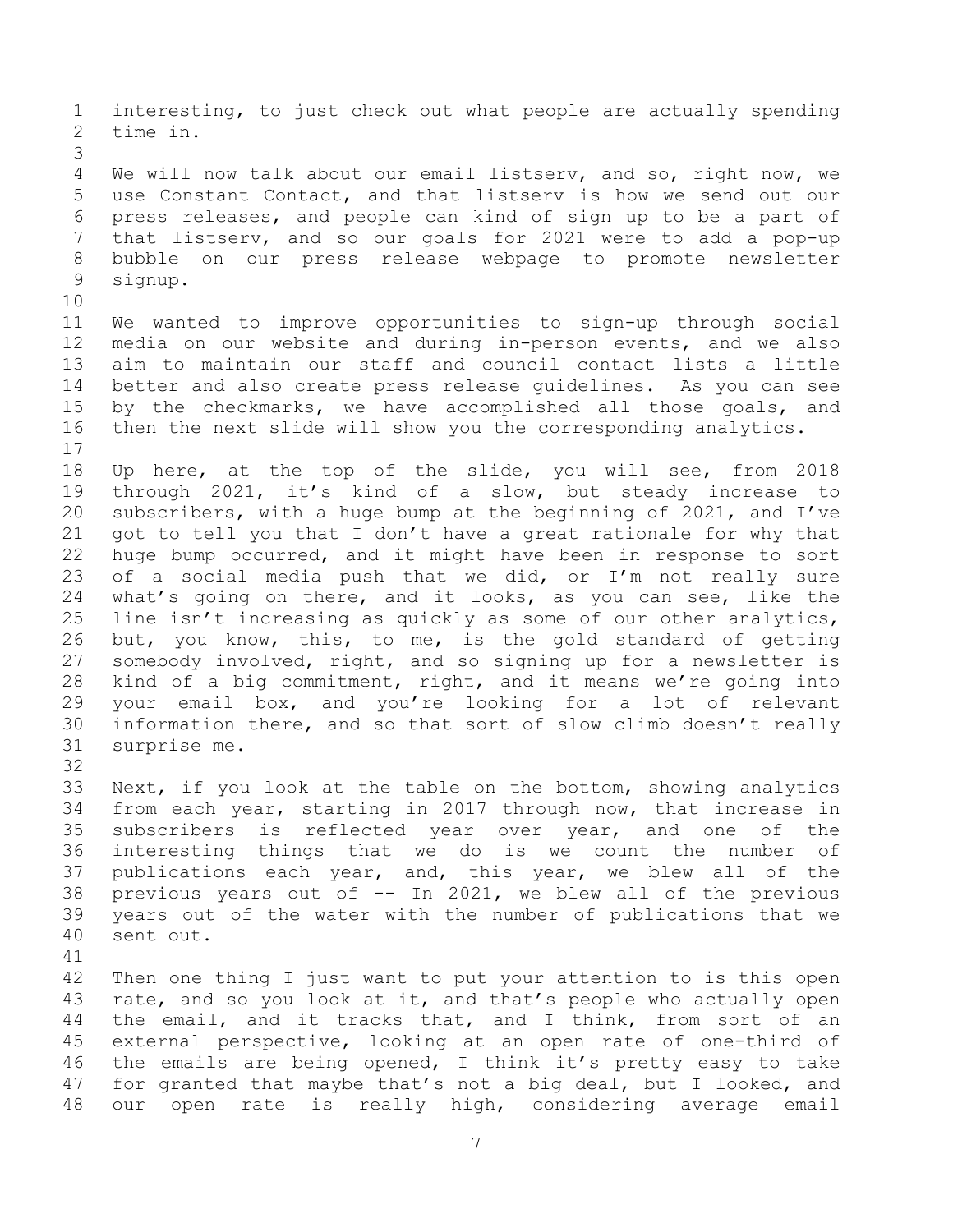interesting, to just check out what people are actually spending time in.

We will now talk about our email listserv, and so, right now, we use Constant Contact, and that listserv is how we send out our press releases, and people can kind of sign up to be a part of that listserv, and so our goals for 2021 were to add a pop-up bubble on our press release webpage to promote newsletter signup.

We wanted to improve opportunities to sign-up through social media on our website and during in-person events, and we also aim to maintain our staff and council contact lists a little better and also create press release guidelines. As you can see by the checkmarks, we have accomplished all those goals, and then the next slide will show you the corresponding analytics.

Up here, at the top of the slide, you will see, from 2018 through 2021, it's kind of a slow, but steady increase to subscribers, with a huge bump at the beginning of 2021, and I've got to tell you that I don't have a great rationale for why that huge bump occurred, and it might have been in response to sort of a social media push that we did, or I'm not really sure what's going on there, and it looks, as you can see, like the line isn't increasing as quickly as some of our other analytics, but, you know, this, to me, is the gold standard of getting somebody involved, right, and so signing up for a newsletter is kind of a big commitment, right, and it means we're going into your email box, and you're looking for a lot of relevant information there, and so that sort of slow climb doesn't really surprise me.

Next, if you look at the table on the bottom, showing analytics from each year, starting in 2017 through now, that increase in subscribers is reflected year over year, and one of the interesting things that we do is we count the number of publications each year, and, this year, we blew all of the previous years out of -- In 2021, we blew all of the previous years out of the water with the number of publications that we sent out.

Then one thing I just want to put your attention to is this open rate, and so you look at it, and that's people who actually open the email, and it tracks that, and I think, from sort of an external perspective, looking at an open rate of one-third of the emails are being opened, I think it's pretty easy to take for granted that maybe that's not a big deal, but I looked, and our open rate is really high, considering average email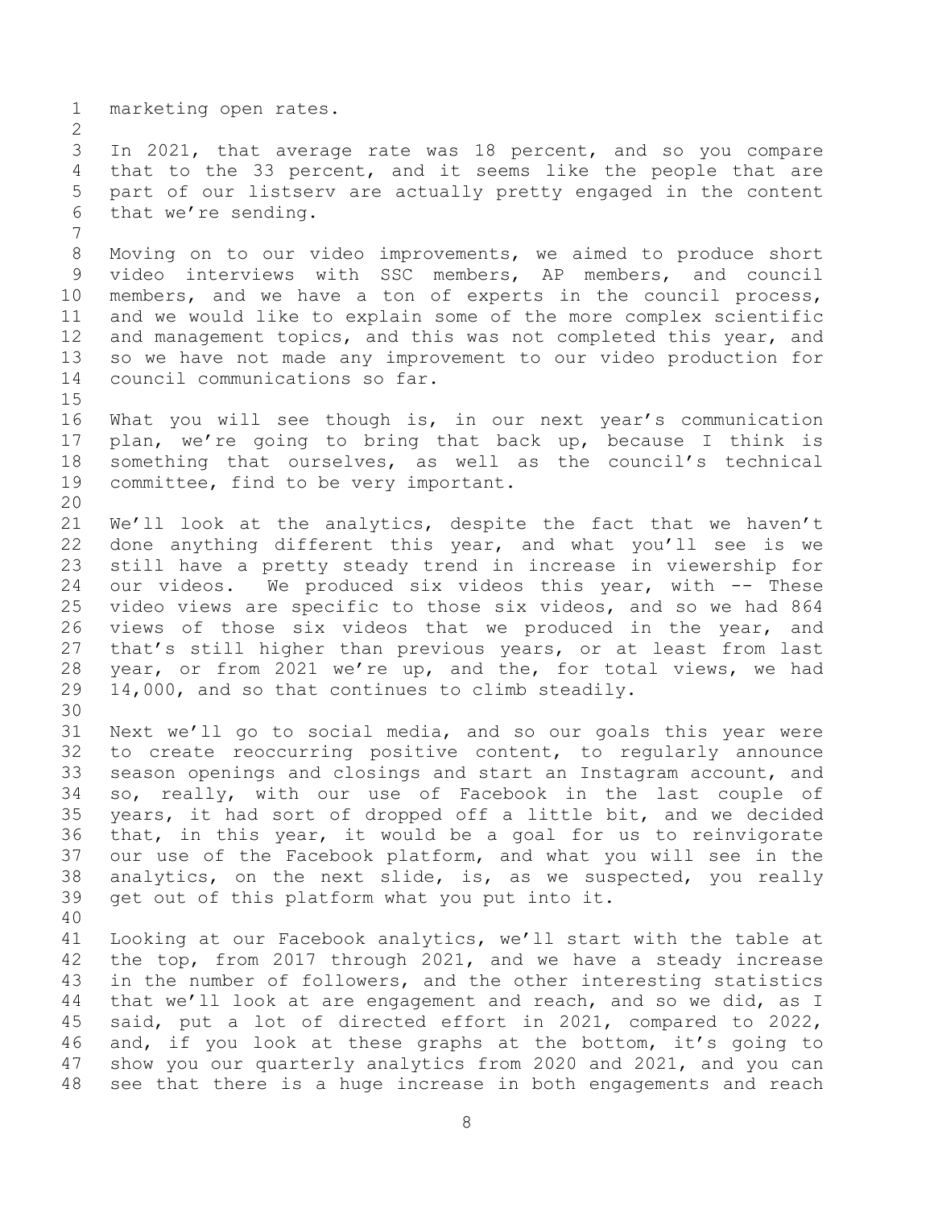marketing open rates.

In 2021, that average rate was 18 percent, and so you compare that to the 33 percent, and it seems like the people that are part of our listserv are actually pretty engaged in the content that we're sending.

Moving on to our video improvements, we aimed to produce short video interviews with SSC members, AP members, and council members, and we have a ton of experts in the council process, and we would like to explain some of the more complex scientific and management topics, and this was not completed this year, and so we have not made any improvement to our video production for council communications so far.

What you will see though is, in our next year's communication plan, we're going to bring that back up, because I think is something that ourselves, as well as the council's technical committee, find to be very important.

We'll look at the analytics, despite the fact that we haven't done anything different this year, and what you'll see is we still have a pretty steady trend in increase in viewership for our videos. We produced six videos this year, with -- These video views are specific to those six videos, and so we had 864 views of those six videos that we produced in the year, and that's still higher than previous years, or at least from last year, or from 2021 we're up, and the, for total views, we had 14,000, and so that continues to climb steadily.

Next we'll go to social media, and so our goals this year were to create reoccurring positive content, to regularly announce season openings and closings and start an Instagram account, and so, really, with our use of Facebook in the last couple of years, it had sort of dropped off a little bit, and we decided that, in this year, it would be a goal for us to reinvigorate our use of the Facebook platform, and what you will see in the analytics, on the next slide, is, as we suspected, you really get out of this platform what you put into it.

Looking at our Facebook analytics, we'll start with the table at the top, from 2017 through 2021, and we have a steady increase in the number of followers, and the other interesting statistics that we'll look at are engagement and reach, and so we did, as I said, put a lot of directed effort in 2021, compared to 2022, and, if you look at these graphs at the bottom, it's going to show you our quarterly analytics from 2020 and 2021, and you can see that there is a huge increase in both engagements and reach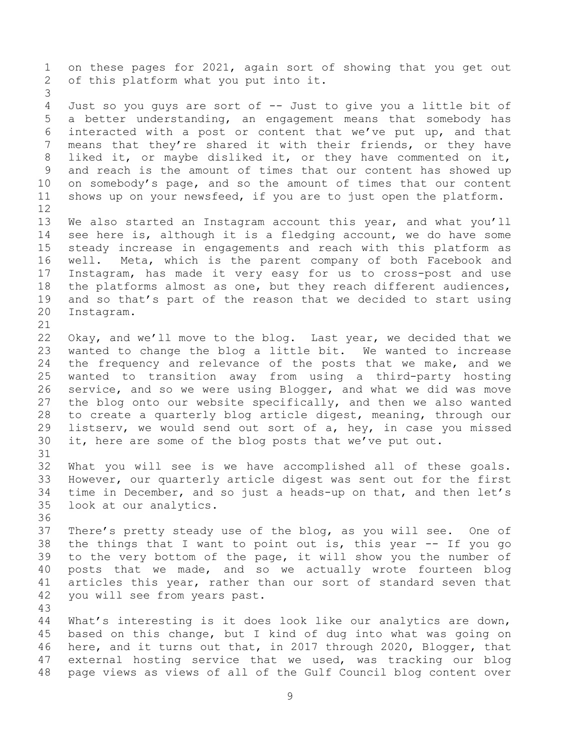on these pages for 2021, again sort of showing that you get out of this platform what you put into it.

Just so you guys are sort of -- Just to give you a little bit of a better understanding, an engagement means that somebody has interacted with a post or content that we've put up, and that means that they're shared it with their friends, or they have liked it, or maybe disliked it, or they have commented on it, and reach is the amount of times that our content has showed up on somebody's page, and so the amount of times that our content shows up on your newsfeed, if you are to just open the platform.

We also started an Instagram account this year, and what you'll see here is, although it is a fledging account, we do have some steady increase in engagements and reach with this platform as well. Meta, which is the parent company of both Facebook and Instagram, has made it very easy for us to cross-post and use the platforms almost as one, but they reach different audiences, and so that's part of the reason that we decided to start using Instagram.

Okay, and we'll move to the blog. Last year, we decided that we wanted to change the blog a little bit. We wanted to increase the frequency and relevance of the posts that we make, and we wanted to transition away from using a third-party hosting service, and so we were using Blogger, and what we did was move the blog onto our website specifically, and then we also wanted to create a quarterly blog article digest, meaning, through our listserv, we would send out sort of a, hey, in case you missed it, here are some of the blog posts that we've put out.

What you will see is we have accomplished all of these goals. However, our quarterly article digest was sent out for the first time in December, and so just a heads-up on that, and then let's look at our analytics.

There's pretty steady use of the blog, as you will see. One of the things that I want to point out is, this year -- If you go to the very bottom of the page, it will show you the number of posts that we made, and so we actually wrote fourteen blog articles this year, rather than our sort of standard seven that you will see from years past.

What's interesting is it does look like our analytics are down, based on this change, but I kind of dug into what was going on here, and it turns out that, in 2017 through 2020, Blogger, that external hosting service that we used, was tracking our blog page views as views of all of the Gulf Council blog content over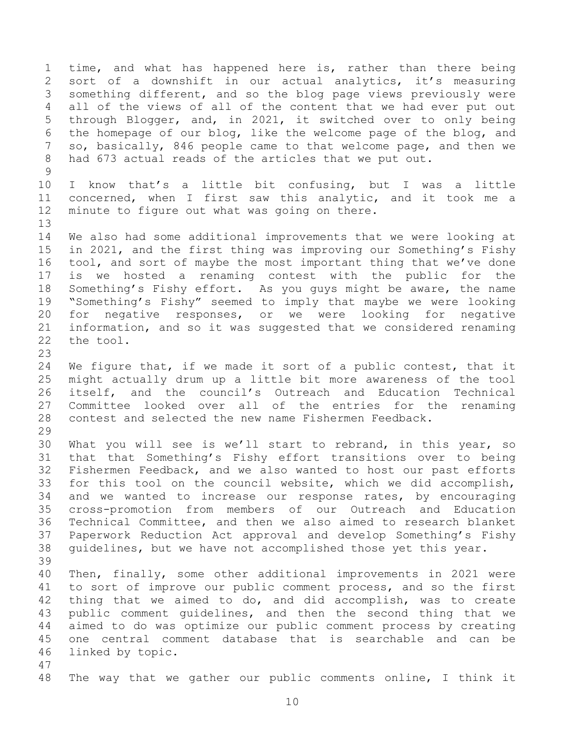time, and what has happened here is, rather than there being sort of a downshift in our actual analytics, it's measuring something different, and so the blog page views previously were all of the views of all of the content that we had ever put out through Blogger, and, in 2021, it switched over to only being the homepage of our blog, like the welcome page of the blog, and so, basically, 846 people came to that welcome page, and then we had 673 actual reads of the articles that we put out.

I know that's a little bit confusing, but I was a little concerned, when I first saw this analytic, and it took me a minute to figure out what was going on there.

We also had some additional improvements that we were looking at in 2021, and the first thing was improving our Something's Fishy tool, and sort of maybe the most important thing that we've done is we hosted a renaming contest with the public for the Something's Fishy effort. As you guys might be aware, the name "Something's Fishy" seemed to imply that maybe we were looking for negative responses, or we were looking for negative information, and so it was suggested that we considered renaming the tool.

We figure that, if we made it sort of a public contest, that it might actually drum up a little bit more awareness of the tool itself, and the council's Outreach and Education Technical Committee looked over all of the entries for the renaming contest and selected the new name Fishermen Feedback.

What you will see is we'll start to rebrand, in this year, so that that Something's Fishy effort transitions over to being Fishermen Feedback, and we also wanted to host our past efforts for this tool on the council website, which we did accomplish, and we wanted to increase our response rates, by encouraging cross-promotion from members of our Outreach and Education Technical Committee, and then we also aimed to research blanket Paperwork Reduction Act approval and develop Something's Fishy guidelines, but we have not accomplished those yet this year.

Then, finally, some other additional improvements in 2021 were to sort of improve our public comment process, and so the first thing that we aimed to do, and did accomplish, was to create public comment guidelines, and then the second thing that we aimed to do was optimize our public comment process by creating one central comment database that is searchable and can be linked by topic.

The way that we gather our public comments online, I think it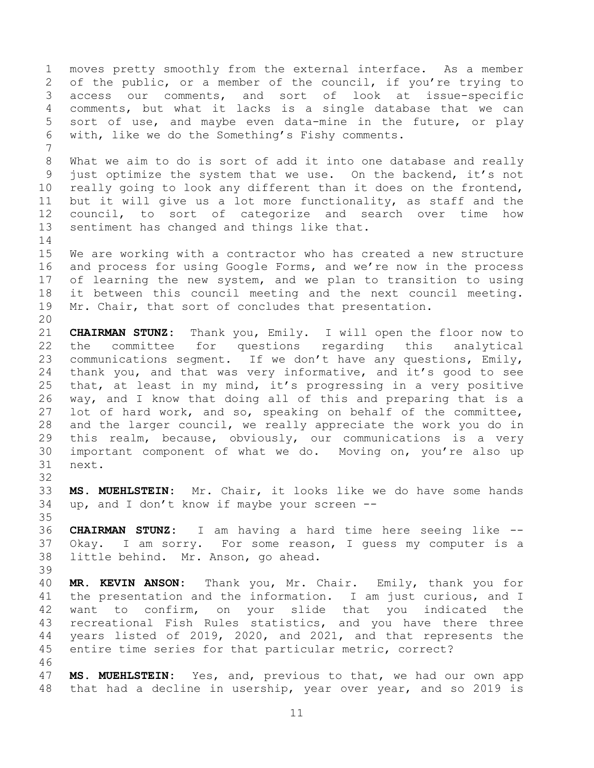moves pretty smoothly from the external interface. As a member of the public, or a member of the council, if you're trying to access our comments, and sort of look at issue-specific comments, but what it lacks is a single database that we can sort of use, and maybe even data-mine in the future, or play with, like we do the Something's Fishy comments.

What we aim to do is sort of add it into one database and really just optimize the system that we use. On the backend, it's not really going to look any different than it does on the frontend, but it will give us a lot more functionality, as staff and the council, to sort of categorize and search over time how sentiment has changed and things like that.

We are working with a contractor who has created a new structure and process for using Google Forms, and we're now in the process of learning the new system, and we plan to transition to using it between this council meeting and the next council meeting. Mr. Chair, that sort of concludes that presentation.

**CHAIRMAN STUNZ:** Thank you, Emily. I will open the floor now to the committee for questions regarding this analytical communications segment. If we don't have any questions, Emily, thank you, and that was very informative, and it's good to see that, at least in my mind, it's progressing in a very positive way, and I know that doing all of this and preparing that is a lot of hard work, and so, speaking on behalf of the committee, and the larger council, we really appreciate the work you do in this realm, because, obviously, our communications is a very important component of what we do. Moving on, you're also up next.

**MS. MUEHLSTEIN:** Mr. Chair, it looks like we do have some hands up, and I don't know if maybe your screen --

**CHAIRMAN STUNZ:** I am having a hard time here seeing like -- Okay. I am sorry. For some reason, I guess my computer is a little behind. Mr. Anson, go ahead.

**MR. KEVIN ANSON:** Thank you, Mr. Chair. Emily, thank you for the presentation and the information. I am just curious, and I want to confirm, on your slide that you indicated the recreational Fish Rules statistics, and you have there three years listed of 2019, 2020, and 2021, and that represents the entire time series for that particular metric, correct?

**MS. MUEHLSTEIN:** Yes, and, previous to that, we had our own app that had a decline in usership, year over year, and so 2019 is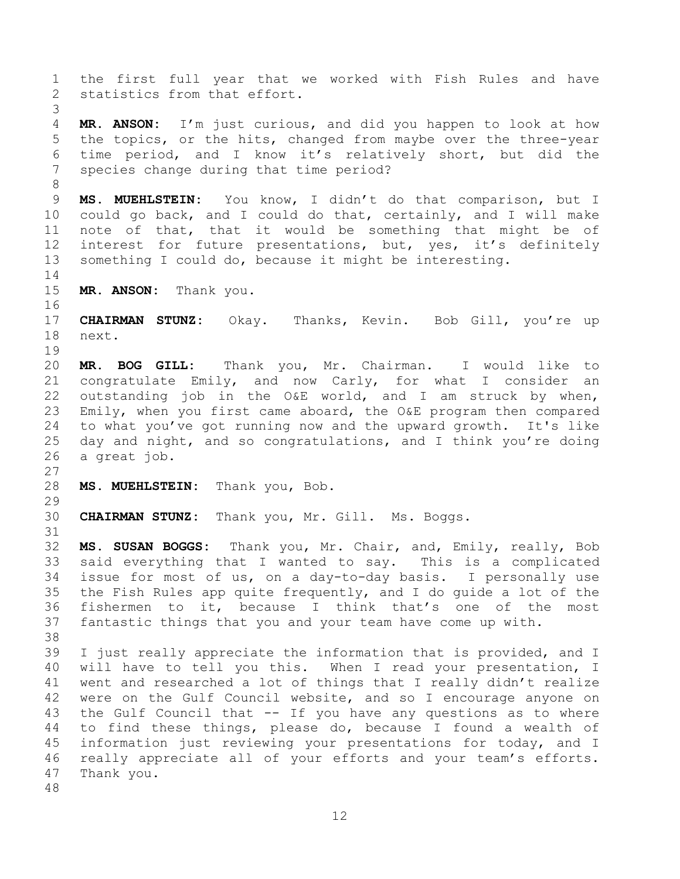the first full year that we worked with Fish Rules and have statistics from that effort.

**MR. ANSON:** I'm just curious, and did you happen to look at how the topics, or the hits, changed from maybe over the three-year time period, and I know it's relatively short, but did the species change during that time period?

**MS. MUEHLSTEIN:** You know, I didn't do that comparison, but I could go back, and I could do that, certainly, and I will make note of that, that it would be something that might be of interest for future presentations, but, yes, it's definitely something I could do, because it might be interesting.

**MR. ANSON:** Thank you.

**CHAIRMAN STUNZ:** Okay. Thanks, Kevin. Bob Gill, you're up next.

**MR. BOG GILL:** Thank you, Mr. Chairman. I would like to congratulate Emily, and now Carly, for what I consider an outstanding job in the O&E world, and I am struck by when, Emily, when you first came aboard, the O&E program then compared to what you've got running now and the upward growth. It's like day and night, and so congratulations, and I think you're doing a great job.

**MS. MUEHLSTEIN:** Thank you, Bob.

**CHAIRMAN STUNZ:** Thank you, Mr. Gill. Ms. Boggs.

**MS. SUSAN BOGGS:** Thank you, Mr. Chair, and, Emily, really, Bob said everything that I wanted to say. This is a complicated issue for most of us, on a day-to-day basis. I personally use the Fish Rules app quite frequently, and I do guide a lot of the fishermen to it, because I think that's one of the most fantastic things that you and your team have come up with.

I just really appreciate the information that is provided, and I will have to tell you this. When I read your presentation, I went and researched a lot of things that I really didn't realize were on the Gulf Council website, and so I encourage anyone on the Gulf Council that -- If you have any questions as to where to find these things, please do, because I found a wealth of information just reviewing your presentations for today, and I really appreciate all of your efforts and your team's efforts. Thank you.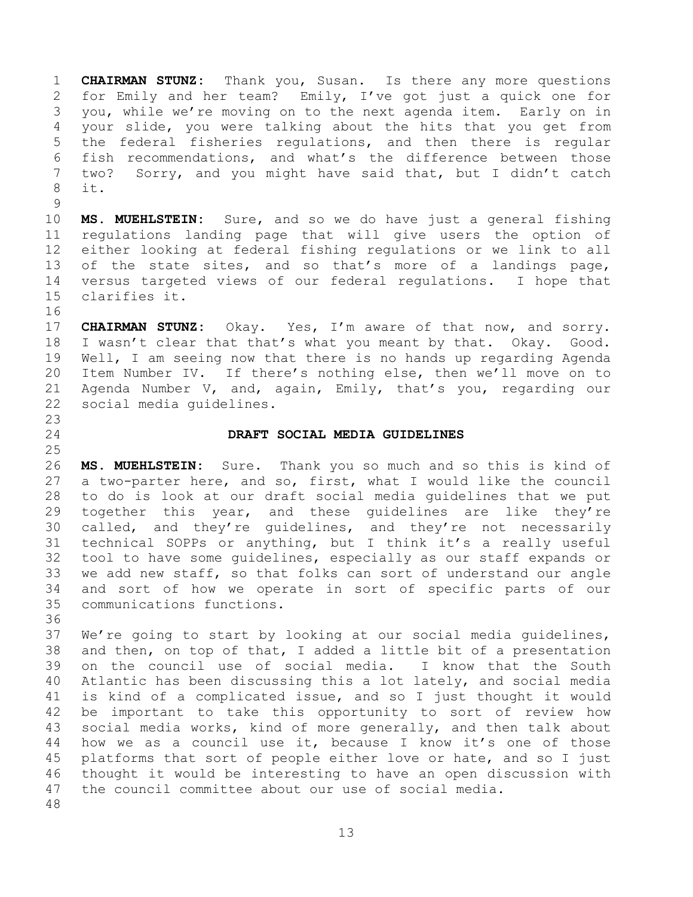**CHAIRMAN STUNZ:** Thank you, Susan. Is there any more questions for Emily and her team? Emily, I've got just a quick one for you, while we're moving on to the next agenda item. Early on in your slide, you were talking about the hits that you get from the federal fisheries regulations, and then there is regular fish recommendations, and what's the difference between those two? Sorry, and you might have said that, but I didn't catch it.

**MS. MUEHLSTEIN:** Sure, and so we do have just a general fishing regulations landing page that will give users the option of either looking at federal fishing regulations or we link to all of the state sites, and so that's more of a landings page, versus targeted views of our federal regulations. I hope that clarifies it.

**CHAIRMAN STUNZ:** Okay. Yes, I'm aware of that now, and sorry. I wasn't clear that that's what you meant by that. Okay. Good. Well, I am seeing now that there is no hands up regarding Agenda Item Number IV. If there's nothing else, then we'll move on to Agenda Number V, and, again, Emily, that's you, regarding our social media guidelines.

## DRAFT SOCIAL MEDIA GUIDELINES

**MS. MUEHLSTEIN:** Sure. Thank you so much and so this is kind of a two-parter here, and so, first, what I would like the council to do is look at our draft social media guidelines that we put together this year, and these guidelines are like they're called, and they're guidelines, and they're not necessarily technical SOPPs or anything, but I think it's a really useful tool to have some guidelines, especially as our staff expands or we add new staff, so that folks can sort of understand our angle and sort of how we operate in sort of specific parts of our communications functions.

We're going to start by looking at our social media guidelines, and then, on top of that, I added a little bit of a presentation on the council use of social media. I know that the South Atlantic has been discussing this a lot lately, and social media is kind of a complicated issue, and so I just thought it would be important to take this opportunity to sort of review how social media works, kind of more generally, and then talk about how we as a council use it, because I know it's one of those platforms that sort of people either love or hate, and so I just thought it would be interesting to have an open discussion with the council committee about our use of social media.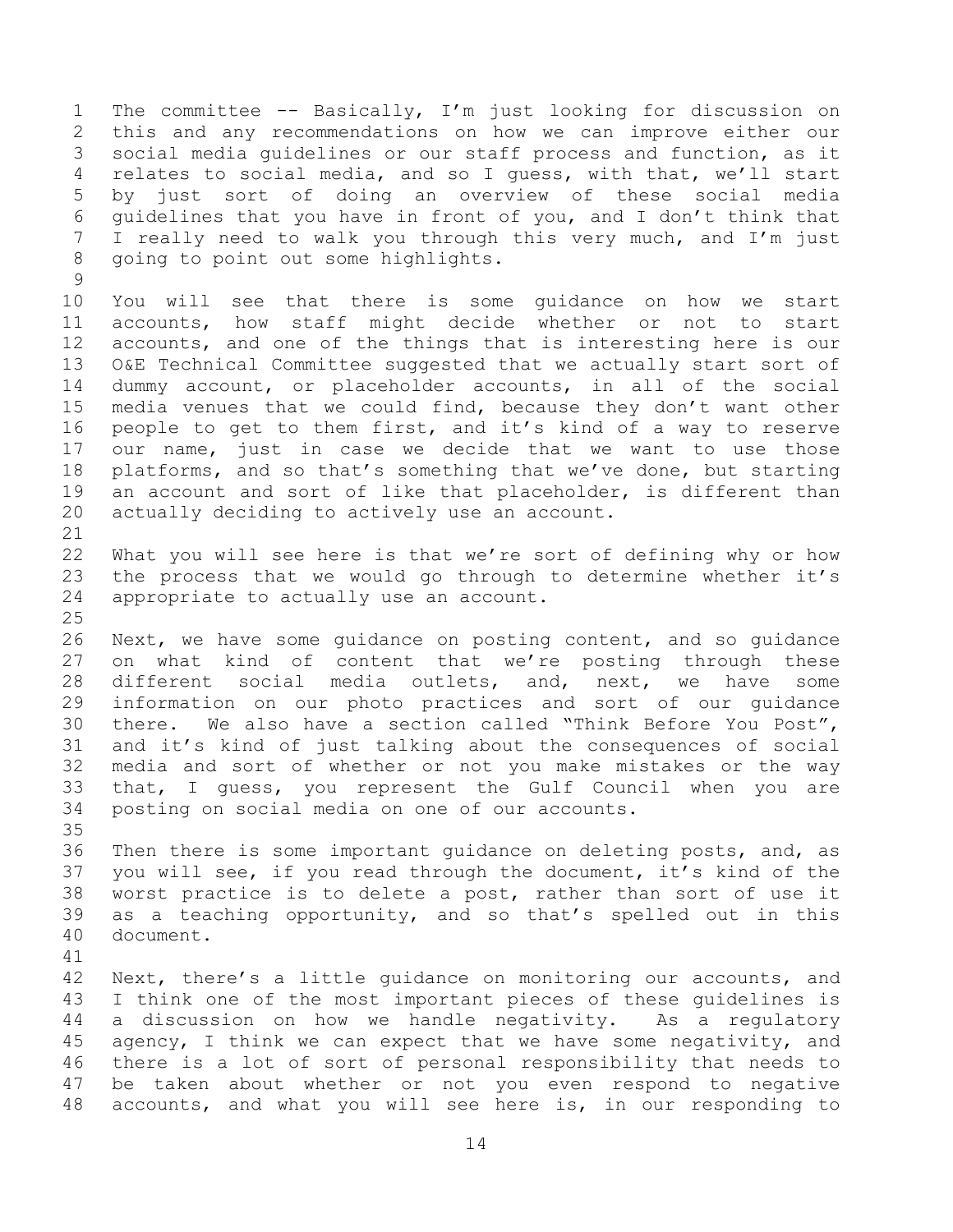The committee -- Basically, I'm just looking for discussion on this and any recommendations on how we can improve either our social media guidelines or our staff process and function, as it relates to social media, and so I guess, with that, we'll start by just sort of doing an overview of these social media guidelines that you have in front of you, and I don't think that I really need to walk you through this very much, and I'm just going to point out some highlights.

You will see that there is some guidance on how we start accounts, how staff might decide whether or not to start accounts, and one of the things that is interesting here is our O&E Technical Committee suggested that we actually start sort of dummy account, or placeholder accounts, in all of the social media venues that we could find, because they don't want other people to get to them first, and it's kind of a way to reserve our name, just in case we decide that we want to use those platforms, and so that's something that we've done, but starting an account and sort of like that placeholder, is different than actually deciding to actively use an account.

What you will see here is that we're sort of defining why or how the process that we would go through to determine whether it's appropriate to actually use an account.

Next, we have some guidance on posting content, and so guidance on what kind of content that we're posting through these different social media outlets, and, next, we have some information on our photo practices and sort of our guidance there. We also have a section called "Think Before You Post", and it's kind of just talking about the consequences of social media and sort of whether or not you make mistakes or the way that, I guess, you represent the Gulf Council when you are posting on social media on one of our accounts.

Then there is some important guidance on deleting posts, and, as you will see, if you read through the document, it's kind of the worst practice is to delete a post, rather than sort of use it as a teaching opportunity, and so that's spelled out in this document.

Next, there's a little guidance on monitoring our accounts, and I think one of the most important pieces of these guidelines is a discussion on how we handle negativity. As a regulatory agency, I think we can expect that we have some negativity, and there is a lot of sort of personal responsibility that needs to be taken about whether or not you even respond to negative accounts, and what you will see here is, in our responding to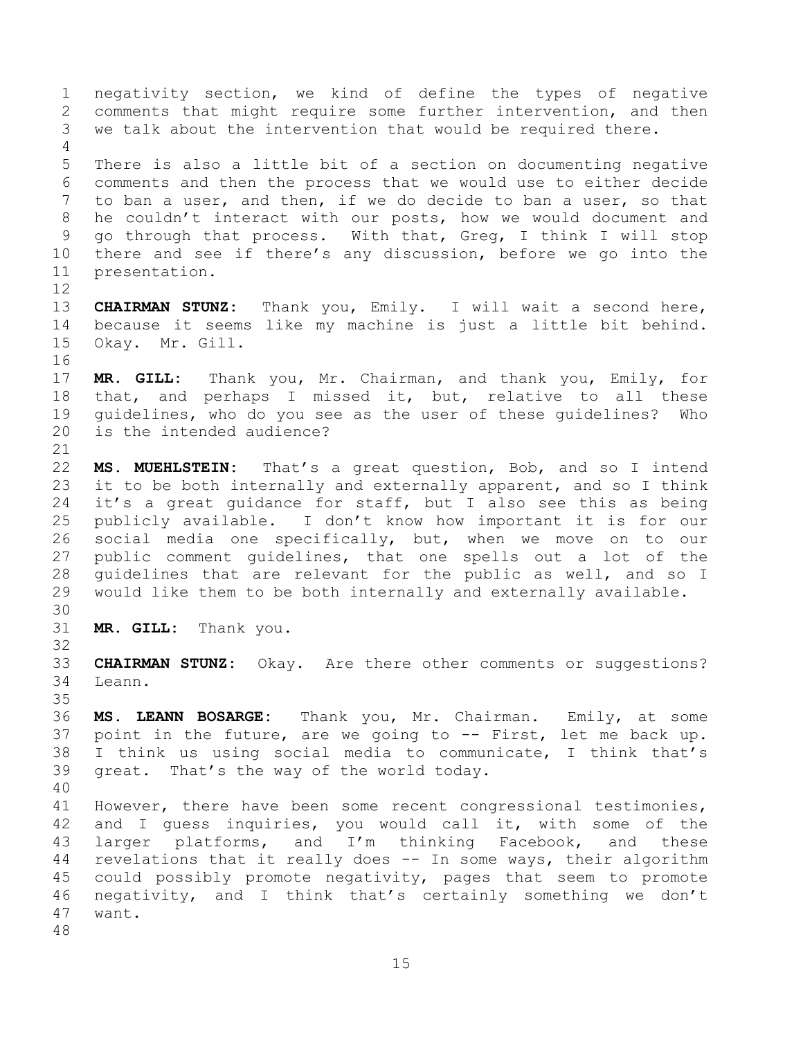negativity section, we kind of define the types of negative comments that might require some further intervention, and then we talk about the intervention that would be required there.

There is also a little bit of a section on documenting negative comments and then the process that we would use to either decide to ban a user, and then, if we do decide to ban a user, so that he couldn't interact with our posts, how we would document and go through that process. With that, Greg, I think I will stop there and see if there's any discussion, before we go into the presentation.

**CHAIRMAN STUNZ:** Thank you, Emily. I will wait a second here, because it seems like my machine is just a little bit behind. Okay. Mr. Gill.

**MR. GILL:** Thank you, Mr. Chairman, and thank you, Emily, for that, and perhaps I missed it, but, relative to all these guidelines, who do you see as the user of these guidelines? Who is the intended audience?

**MS. MUEHLSTEIN:** That's a great question, Bob, and so I intend it to be both internally and externally apparent, and so I think it's a great guidance for staff, but I also see this as being publicly available. I don't know how important it is for our social media one specifically, but, when we move on to our public comment guidelines, that one spells out a lot of the guidelines that are relevant for the public as well, and so I would like them to be both internally and externally available.

**MR. GILL:** Thank you.

**CHAIRMAN STUNZ:** Okay. Are there other comments or suggestions? Leann.

**MS. LEANN BOSARGE:** Thank you, Mr. Chairman. Emily, at some point in the future, are we going to -- First, let me back up. I think us using social media to communicate, I think that's great. That's the way of the world today.

However, there have been some recent congressional testimonies, and I guess inquiries, you would call it, with some of the larger platforms, and I'm thinking Facebook, and these revelations that it really does -- In some ways, their algorithm could possibly promote negativity, pages that seem to promote negativity, and I think that's certainly something we don't want.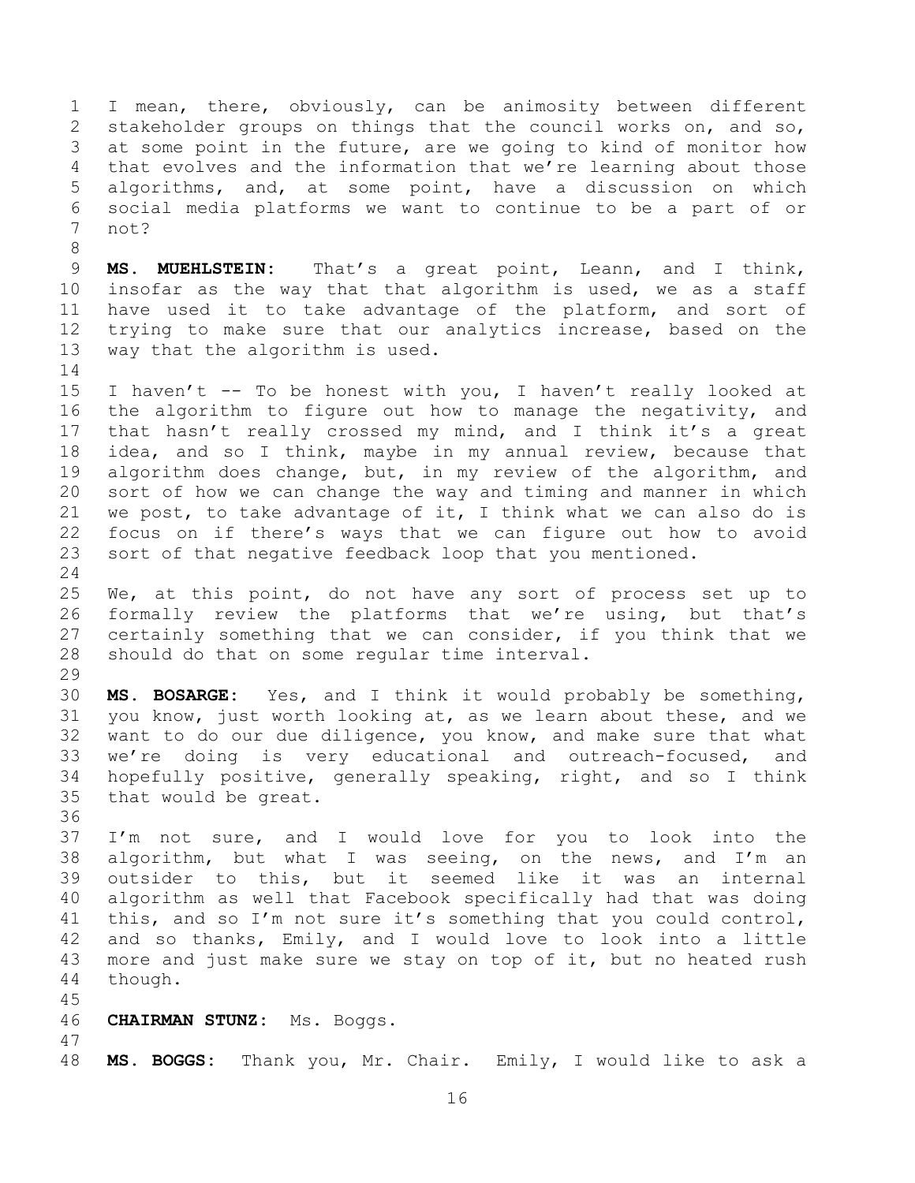I mean, there, obviously, can be animosity between different stakeholder groups on things that the council works on, and so, at some point in the future, are we going to kind of monitor how that evolves and the information that we're learning about those algorithms, and, at some point, have a discussion on which social media platforms we want to continue to be a part of or not?

**MS. MUEHLSTEIN:** That's a great point, Leann, and I think, insofar as the way that that algorithm is used, we as a staff have used it to take advantage of the platform, and sort of trying to make sure that our analytics increase, based on the way that the algorithm is used.

I haven't -- To be honest with you, I haven't really looked at the algorithm to figure out how to manage the negativity, and that hasn't really crossed my mind, and I think it's a great idea, and so I think, maybe in my annual review, because that algorithm does change, but, in my review of the algorithm, and sort of how we can change the way and timing and manner in which we post, to take advantage of it, I think what we can also do is focus on if there's ways that we can figure out how to avoid sort of that negative feedback loop that you mentioned.

We, at this point, do not have any sort of process set up to formally review the platforms that we're using, but that's certainly something that we can consider, if you think that we should do that on some regular time interval.

**MS. BOSARGE:** Yes, and I think it would probably be something, you know, just worth looking at, as we learn about these, and we want to do our due diligence, you know, and make sure that what we're doing is very educational and outreach-focused, and hopefully positive, generally speaking, right, and so I think that would be great.

I'm not sure, and I would love for you to look into the algorithm, but what I was seeing, on the news, and I'm an outsider to this, but it seemed like it was an internal algorithm as well that Facebook specifically had that was doing this, and so I'm not sure it's something that you could control, and so thanks, Emily, and I would love to look into a little more and just make sure we stay on top of it, but no heated rush though.

**CHAIRMAN STUNZ:** Ms. Boggs.

**MS. BOGGS:** Thank you, Mr. Chair. Emily, I would like to ask a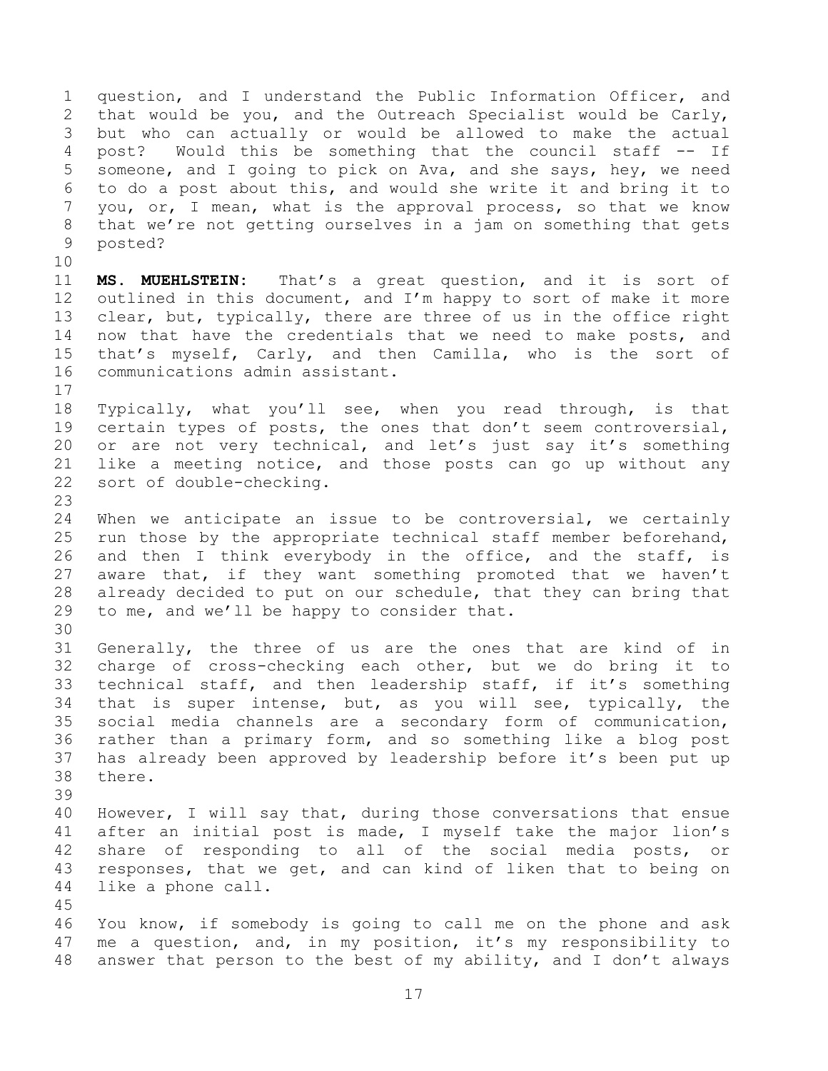question, and I understand the Public Information Officer, and that would be you, and the Outreach Specialist would be Carly, but who can actually or would be allowed to make the actual post? Would this be something that the council staff -- If someone, and I going to pick on Ava, and she says, hey, we need to do a post about this, and would she write it and bring it to you, or, I mean, what is the approval process, so that we know that we're not getting ourselves in a jam on something that gets posted?

**MS. MUEHLSTEIN:** That's a great question, and it is sort of outlined in this document, and I'm happy to sort of make it more clear, but, typically, there are three of us in the office right now that have the credentials that we need to make posts, and that's myself, Carly, and then Camilla, who is the sort of communications admin assistant.

Typically, what you'll see, when you read through, is that certain types of posts, the ones that don't seem controversial, or are not very technical, and let's just say it's something like a meeting notice, and those posts can go up without any sort of double-checking.

When we anticipate an issue to be controversial, we certainly run those by the appropriate technical staff member beforehand, and then I think everybody in the office, and the staff, is aware that, if they want something promoted that we haven't already decided to put on our schedule, that they can bring that to me, and we'll be happy to consider that.

Generally, the three of us are the ones that are kind of in charge of cross-checking each other, but we do bring it to technical staff, and then leadership staff, if it's something that is super intense, but, as you will see, typically, the social media channels are a secondary form of communication, rather than a primary form, and so something like a blog post has already been approved by leadership before it's been put up there.

However, I will say that, during those conversations that ensue after an initial post is made, I myself take the major lion's share of responding to all of the social media posts, or responses, that we get, and can kind of liken that to being on like a phone call.

You know, if somebody is going to call me on the phone and ask me a question, and, in my position, it's my responsibility to answer that person to the best of my ability, and I don't always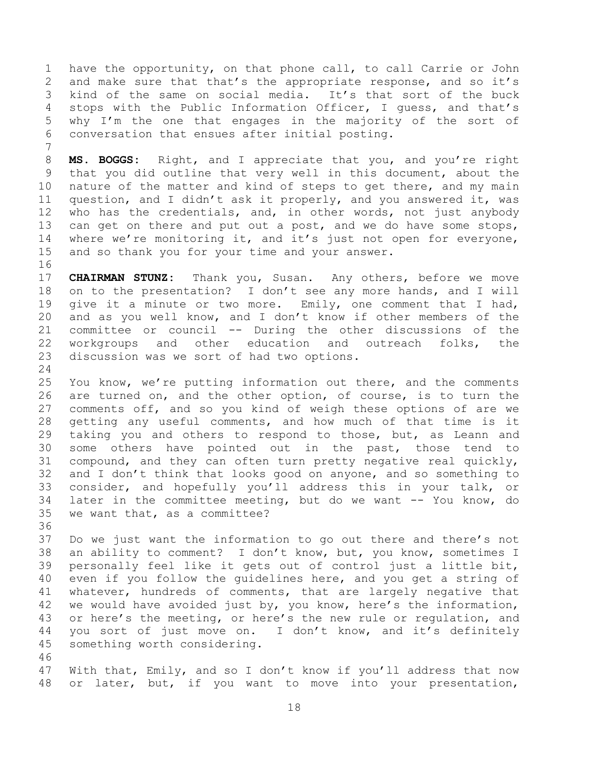have the opportunity, on that phone call, to call Carrie or John and make sure that that's the appropriate response, and so it's kind of the same on social media. It's that sort of the buck stops with the Public Information Officer, I guess, and that's why I'm the one that engages in the majority of the sort of conversation that ensues after initial posting.

**MS. BOGGS:** Right, and I appreciate that you, and you're right that you did outline that very well in this document, about the nature of the matter and kind of steps to get there, and my main question, and I didn't ask it properly, and you answered it, was who has the credentials, and, in other words, not just anybody can get on there and put out a post, and we do have some stops, where we're monitoring it, and it's just not open for everyone, and so thank you for your time and your answer.

**CHAIRMAN STUNZ:** Thank you, Susan. Any others, before we move on to the presentation? I don't see any more hands, and I will give it a minute or two more. Emily, one comment that I had, and as you well know, and I don't know if other members of the committee or council -- During the other discussions of the workgroups and other education and outreach folks, the discussion was we sort of had two options.

You know, we're putting information out there, and the comments are turned on, and the other option, of course, is to turn the comments off, and so you kind of weigh these options of are we getting any useful comments, and how much of that time is it taking you and others to respond to those, but, as Leann and some others have pointed out in the past, those tend to compound, and they can often turn pretty negative real quickly, and I don't think that looks good on anyone, and so something to consider, and hopefully you'll address this in your talk, or later in the committee meeting, but do we want -- You know, do we want that, as a committee?

Do we just want the information to go out there and there's not an ability to comment? I don't know, but, you know, sometimes I personally feel like it gets out of control just a little bit, even if you follow the guidelines here, and you get a string of whatever, hundreds of comments, that are largely negative that we would have avoided just by, you know, here's the information, or here's the meeting, or here's the new rule or regulation, and you sort of just move on. I don't know, and it's definitely something worth considering.

With that, Emily, and so I don't know if you'll address that now or later, but, if you want to move into your presentation,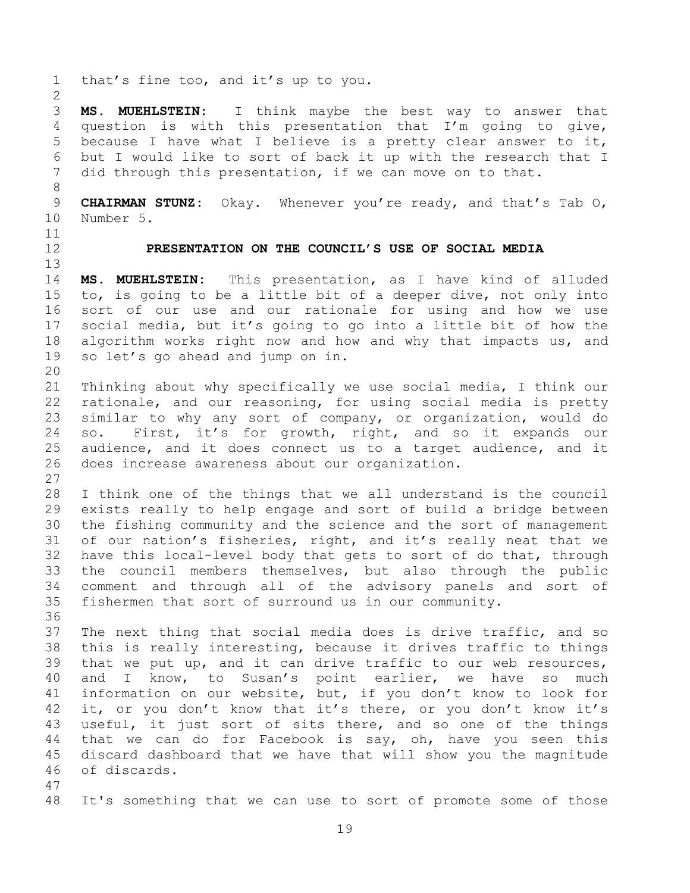that's fine too, and it's up to you.

**MS. MUEHLSTEIN:** I think maybe the best way to answer that question is with this presentation that I'm going to give, because I have what I believe is a pretty clear answer to it, but I would like to sort of back it up with the research that I did through this presentation, if we can move on to that.

**CHAIRMAN STUNZ:** Okay. Whenever you're ready, and that's Tab O, Number 5.

## PRESENTATION ON THE COUNCIL'S USE OF SOCIAL MEDIA

**MS. MUEHLSTEIN:** This presentation, as I have kind of alluded to, is going to be a little bit of a deeper dive, not only into sort of our use and our rationale for using and how we use social media, but it's going to go into a little bit of how the algorithm works right now and how and why that impacts us, and so let's go ahead and jump on in.

Thinking about why specifically we use social media, I think our rationale, and our reasoning, for using social media is pretty similar to why any sort of company, or organization, would do so. First, it's for growth, right, and so it expands our audience, and it does connect us to a target audience, and it does increase awareness about our organization.

I think one of the things that we all understand is the council exists really to help engage and sort of build a bridge between the fishing community and the science and the sort of management of our nation's fisheries, right, and it's really neat that we have this local-level body that gets to sort of do that, through the council members themselves, but also through the public comment and through all of the advisory panels and sort of fishermen that sort of surround us in our community.

The next thing that social media does is drive traffic, and so this is really interesting, because it drives traffic to things that we put up, and it can drive traffic to our web resources, and I know, to Susan's point earlier, we have so much information on our website, but, if you don't know to look for it, or you don't know that it's there, or you don't know it's useful, it just sort of sits there, and so one of the things that we can do for Facebook is say, oh, have you seen this discard dashboard that we have that will show you the magnitude of discards.

It's something that we can use to sort of promote some of those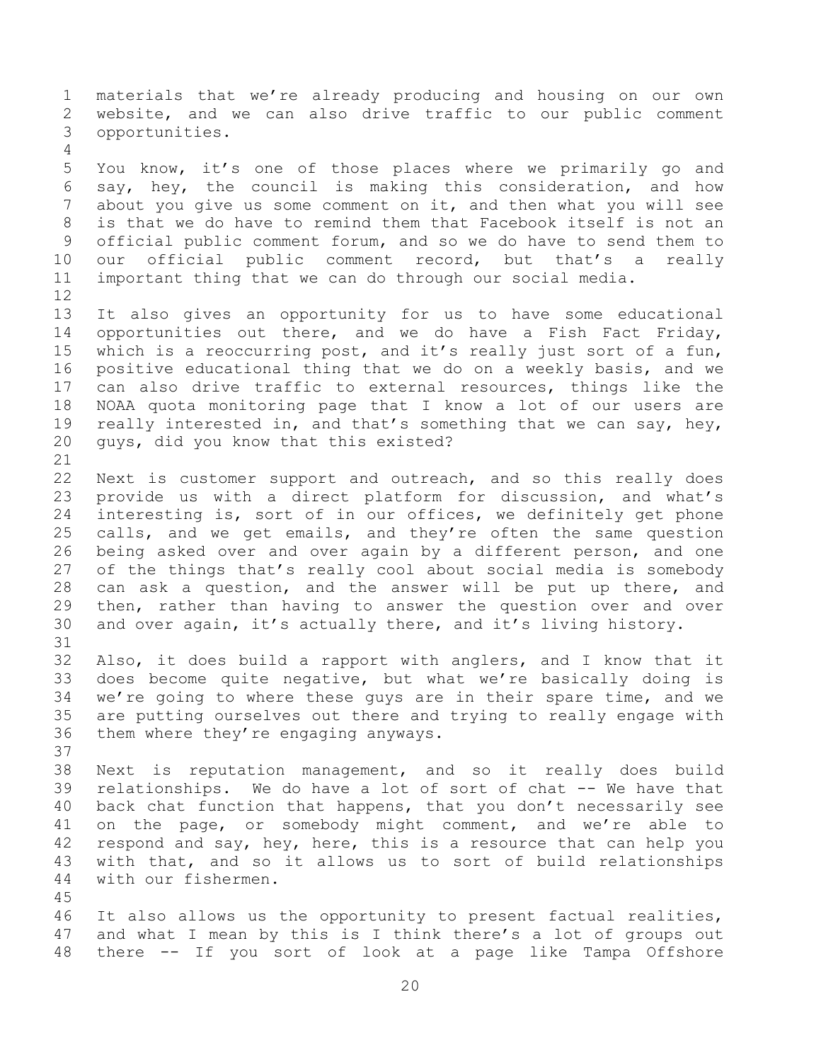materials that we're already producing and housing on our own website, and we can also drive traffic to our public comment opportunities.

You know, it's one of those places where we primarily go and say, hey, the council is making this consideration, and how about you give us some comment on it, and then what you will see is that we do have to remind them that Facebook itself is not an official public comment forum, and so we do have to send them to our official public comment record, but that's a really important thing that we can do through our social media.

It also gives an opportunity for us to have some educational opportunities out there, and we do have a Fish Fact Friday, which is a reoccurring post, and it's really just sort of a fun, positive educational thing that we do on a weekly basis, and we can also drive traffic to external resources, things like the NOAA quota monitoring page that I know a lot of our users are really interested in, and that's something that we can say, hey, guys, did you know that this existed?

Next is customer support and outreach, and so this really does provide us with a direct platform for discussion, and what's interesting is, sort of in our offices, we definitely get phone calls, and we get emails, and they're often the same question being asked over and over again by a different person, and one of the things that's really cool about social media is somebody can ask a question, and the answer will be put up there, and then, rather than having to answer the question over and over and over again, it's actually there, and it's living history.

Also, it does build a rapport with anglers, and I know that it does become quite negative, but what we're basically doing is we're going to where these guys are in their spare time, and we are putting ourselves out there and trying to really engage with them where they're engaging anyways.

Next is reputation management, and so it really does build relationships. We do have a lot of sort of chat -- We have that back chat function that happens, that you don't necessarily see on the page, or somebody might comment, and we're able to respond and say, hey, here, this is a resource that can help you with that, and so it allows us to sort of build relationships with our fishermen.

It also allows us the opportunity to present factual realities, and what I mean by this is I think there's a lot of groups out there -- If you sort of look at a page like Tampa Offshore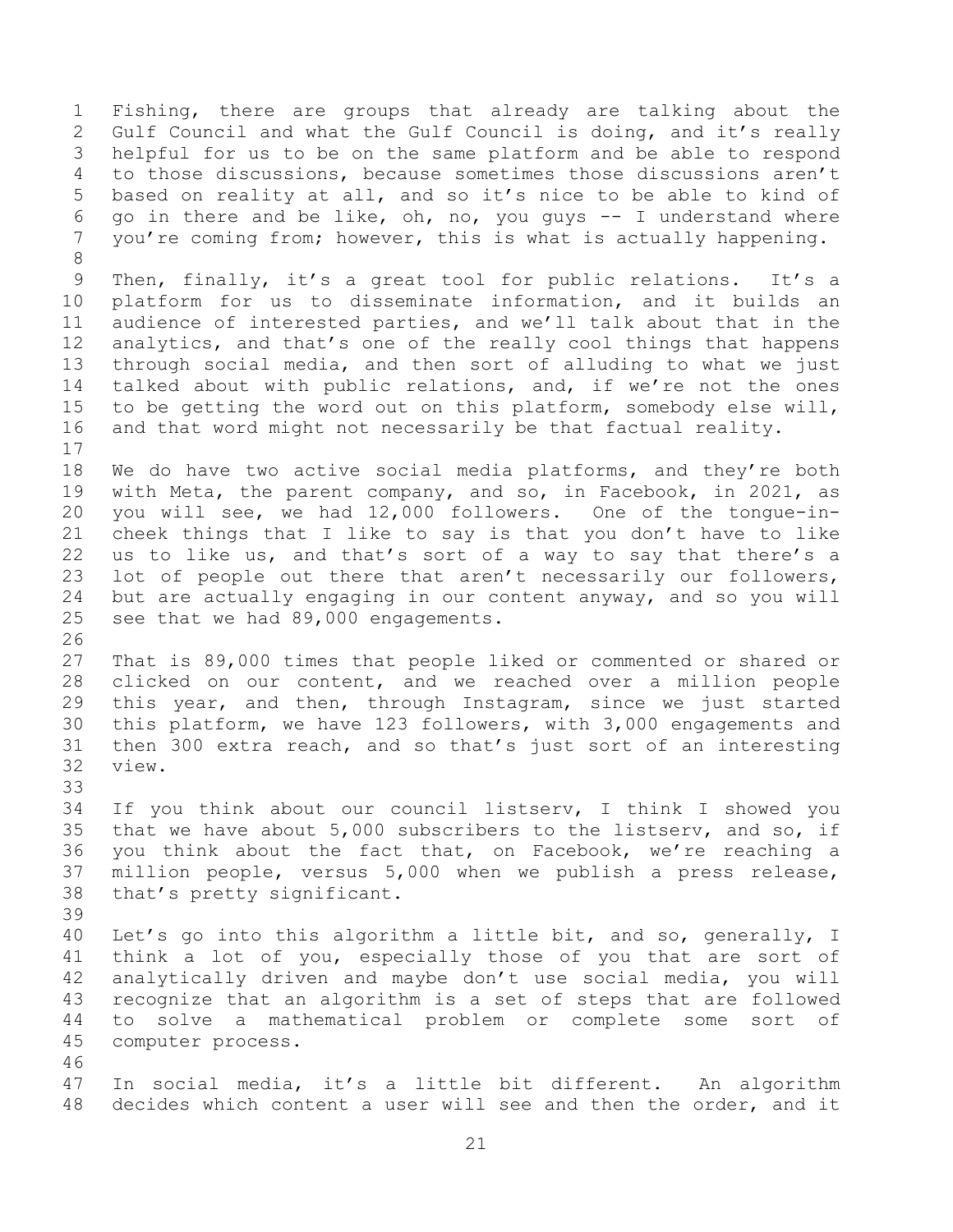Fishing, there are groups that already are talking about the Gulf Council and what the Gulf Council is doing, and it's really helpful for us to be on the same platform and be able to respond to those discussions, because sometimes those discussions aren't based on reality at all, and so it's nice to be able to kind of go in there and be like, oh, no, you guys -- I understand where you're coming from; however, this is what is actually happening.

Then, finally, it's a great tool for public relations. It's a platform for us to disseminate information, and it builds an audience of interested parties, and we'll talk about that in the analytics, and that's one of the really cool things that happens through social media, and then sort of alluding to what we just talked about with public relations, and, if we're not the ones to be getting the word out on this platform, somebody else will, and that word might not necessarily be that factual reality.

We do have two active social media platforms, and they're both with Meta, the parent company, and so, in Facebook, in 2021, as you will see, we had 12,000 followers. One of the tongue-in-cheek things that I like to say is that you don't have to like us to like us, and that's sort of a way to say that there's a lot of people out there that aren't necessarily our followers, but are actually engaging in our content anyway, and so you will see that we had 89,000 engagements.

That is 89,000 times that people liked or commented or shared or clicked on our content, and we reached over a million people this year, and then, through Instagram, since we just started this platform, we have 123 followers, with 3,000 engagements and then 300 extra reach, and so that's just sort of an interesting view.

If you think about our council listserv, I think I showed you that we have about 5,000 subscribers to the listserv, and so, if you think about the fact that, on Facebook, we're reaching a million people, versus 5,000 when we publish a press release, that's pretty significant.

Let's go into this algorithm a little bit, and so, generally, I think a lot of you, especially those of you that are sort of analytically driven and maybe don't use social media, you will recognize that an algorithm is a set of steps that are followed to solve a mathematical problem or complete some sort of computer process.

In social media, it's a little bit different. An algorithm decides which content a user will see and then the order, and it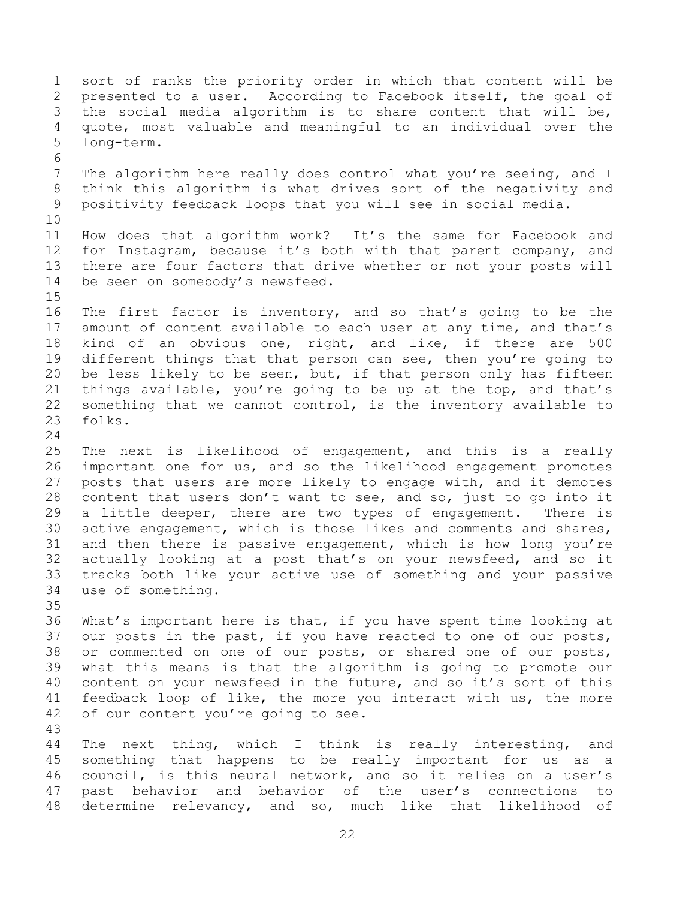sort of ranks the priority order in which that content will be presented to a user. According to Facebook itself, the goal of the social media algorithm is to share content that will be, quote, most valuable and meaningful to an individual over the long-term.

The algorithm here really does control what you're seeing, and I think this algorithm is what drives sort of the negativity and positivity feedback loops that you will see in social media.

How does that algorithm work? It's the same for Facebook and for Instagram, because it's both with that parent company, and there are four factors that drive whether or not your posts will be seen on somebody's newsfeed.

The first factor is inventory, and so that's going to be the amount of content available to each user at any time, and that's kind of an obvious one, right, and like, if there are 500 different things that that person can see, then you're going to be less likely to be seen, but, if that person only has fifteen things available, you're going to be up at the top, and that's something that we cannot control, is the inventory available to folks.

The next is likelihood of engagement, and this is a really important one for us, and so the likelihood engagement promotes posts that users are more likely to engage with, and it demotes content that users don't want to see, and so, just to go into it a little deeper, there are two types of engagement. There is active engagement, which is those likes and comments and shares, and then there is passive engagement, which is how long you're actually looking at a post that's on your newsfeed, and so it tracks both like your active use of something and your passive use of something.

What's important here is that, if you have spent time looking at our posts in the past, if you have reacted to one of our posts, or commented on one of our posts, or shared one of our posts, what this means is that the algorithm is going to promote our content on your newsfeed in the future, and so it's sort of this feedback loop of like, the more you interact with us, the more of our content you're going to see.

The next thing, which I think is really interesting, and something that happens to be really important for us as a council, is this neural network, and so it relies on a user's past behavior and behavior of the user's connections to determine relevancy, and so, much like that likelihood of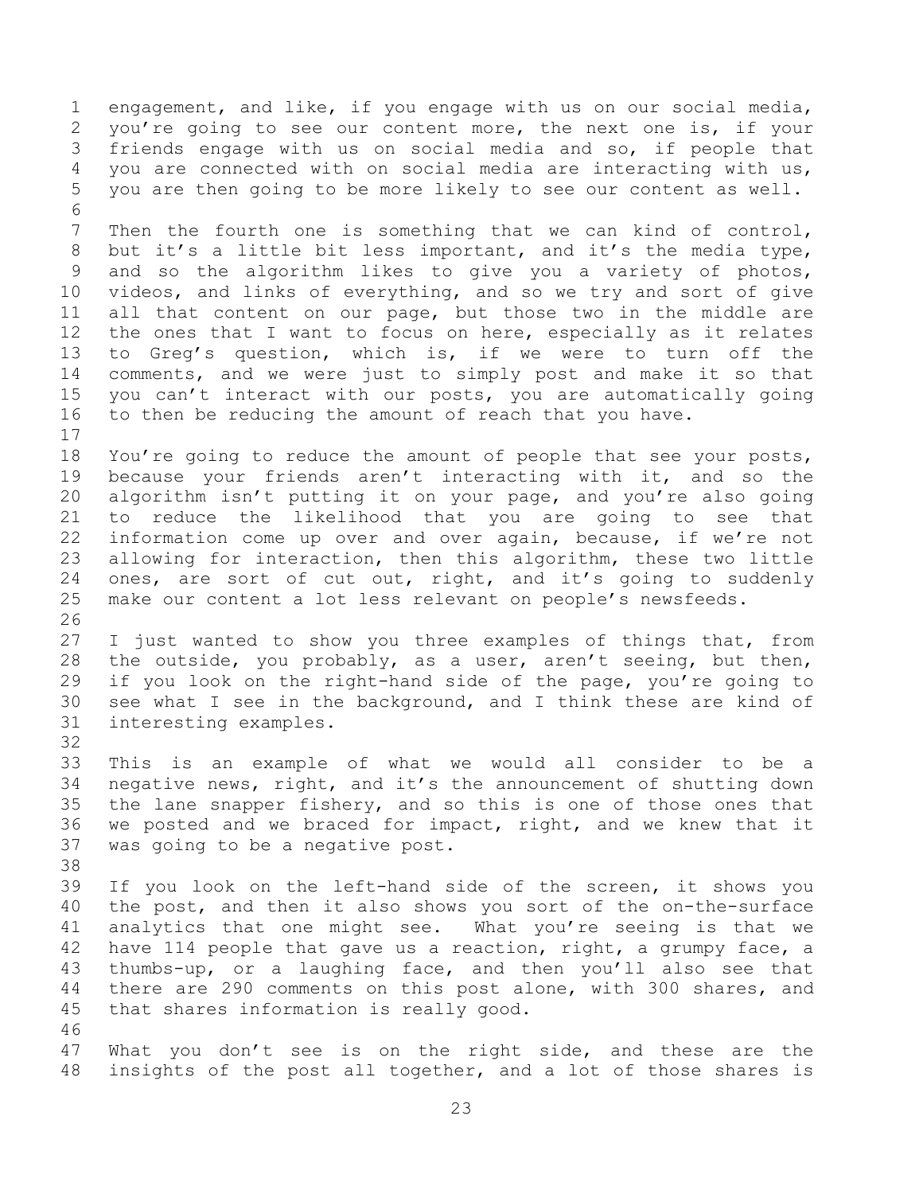engagement, and like, if you engage with us on our social media, you're going to see our content more, the next one is, if your friends engage with us on social media and so, if people that you are connected with on social media are interacting with us, you are then going to be more likely to see our content as well.

Then the fourth one is something that we can kind of control, but it's a little bit less important, and it's the media type, and so the algorithm likes to give you a variety of photos, videos, and links of everything, and so we try and sort of give all that content on our page, but those two in the middle are the ones that I want to focus on here, especially as it relates to Greg's question, which is, if we were to turn off the comments, and we were just to simply post and make it so that you can't interact with our posts, you are automatically going to then be reducing the amount of reach that you have.

You're going to reduce the amount of people that see your posts, because your friends aren't interacting with it, and so the algorithm isn't putting it on your page, and you're also going to reduce the likelihood that you are going to see that information come up over and over again, because, if we're not allowing for interaction, then this algorithm, these two little ones, are sort of cut out, right, and it's going to suddenly make our content a lot less relevant on people's newsfeeds.

I just wanted to show you three examples of things that, from the outside, you probably, as a user, aren't seeing, but then, if you look on the right-hand side of the page, you're going to see what I see in the background, and I think these are kind of interesting examples.

This is an example of what we would all consider to be a negative news, right, and it's the announcement of shutting down the lane snapper fishery, and so this is one of those ones that we posted and we braced for impact, right, and we knew that it was going to be a negative post.

If you look on the left-hand side of the screen, it shows you the post, and then it also shows you sort of the on-the-surface analytics that one might see. What you're seeing is that we have 114 people that gave us a reaction, right, a grumpy face, a thumbs-up, or a laughing face, and then you'll also see that there are 290 comments on this post alone, with 300 shares, and that shares information is really good.

What you don't see is on the right side, and these are the insights of the post all together, and a lot of those shares is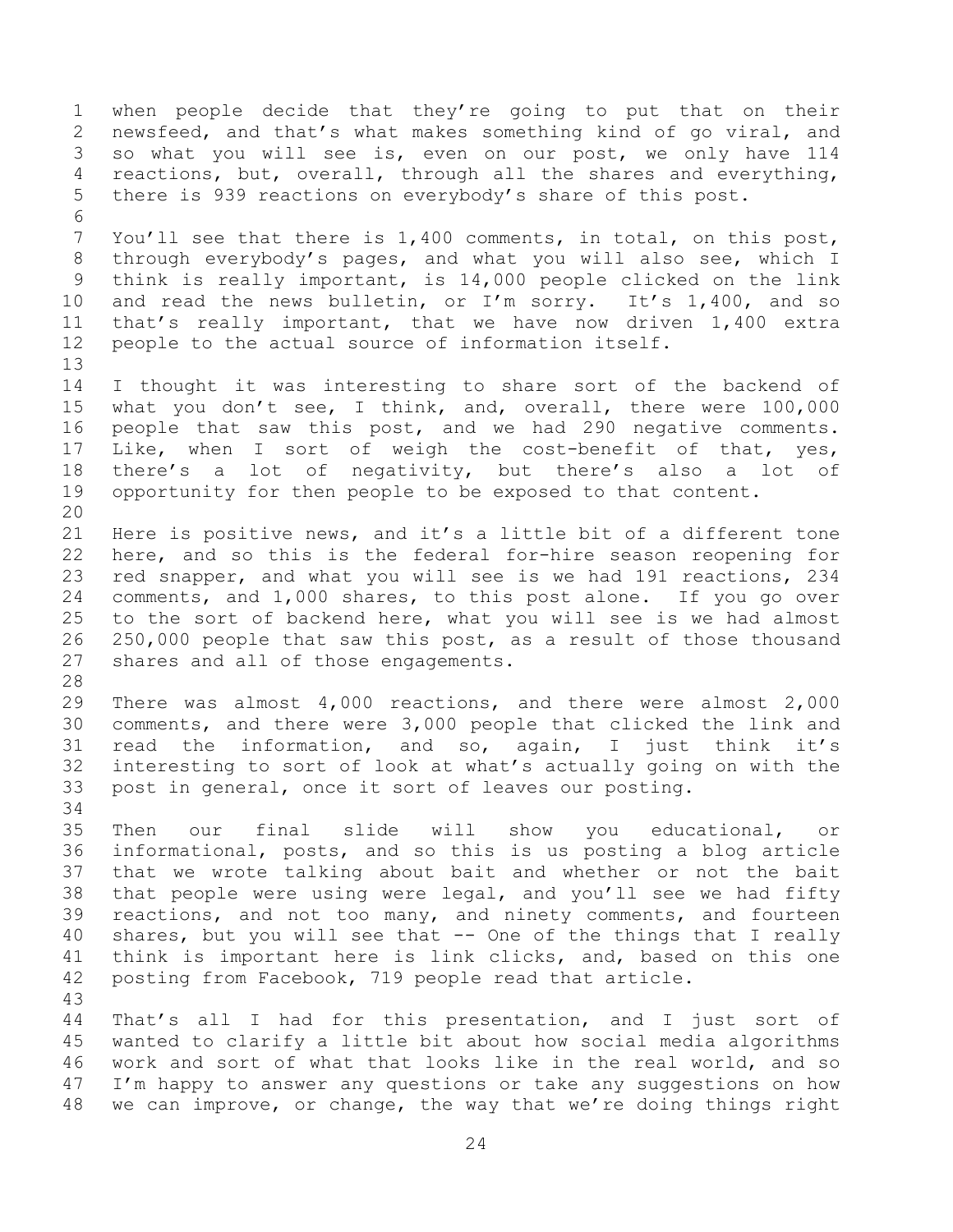when people decide that they're going to put that on their newsfeed, and that's what makes something kind of go viral, and so what you will see is, even on our post, we only have 114 reactions, but, overall, through all the shares and everything, there is 939 reactions on everybody's share of this post.

You'll see that there is 1,400 comments, in total, on this post, through everybody's pages, and what you will also see, which I think is really important, is 14,000 people clicked on the link and read the news bulletin, or I'm sorry. It's 1,400, and so that's really important, that we have now driven 1,400 extra people to the actual source of information itself.

I thought it was interesting to share sort of the backend of what you don't see, I think, and, overall, there were 100,000 people that saw this post, and we had 290 negative comments. Like, when I sort of weigh the cost-benefit of that, yes, there's a lot of negativity, but there's also a lot of opportunity for then people to be exposed to that content.

Here is positive news, and it's a little bit of a different tone here, and so this is the federal for-hire season reopening for red snapper, and what you will see is we had 191 reactions, 234 comments, and 1,000 shares, to this post alone. If you go over to the sort of backend here, what you will see is we had almost 250,000 people that saw this post, as a result of those thousand shares and all of those engagements.

There was almost 4,000 reactions, and there were almost 2,000 comments, and there were 3,000 people that clicked the link and read the information, and so, again, I just think it's interesting to sort of look at what's actually going on with the post in general, once it sort of leaves our posting.

Then our final slide will show you educational, or informational, posts, and so this is us posting a blog article that we wrote talking about bait and whether or not the bait that people were using were legal, and you'll see we had fifty reactions, and not too many, and ninety comments, and fourteen shares, but you will see that -- One of the things that I really think is important here is link clicks, and, based on this one posting from Facebook, 719 people read that article.

That's all I had for this presentation, and I just sort of wanted to clarify a little bit about how social media algorithms work and sort of what that looks like in the real world, and so I'm happy to answer any questions or take any suggestions on how we can improve, or change, the way that we're doing things right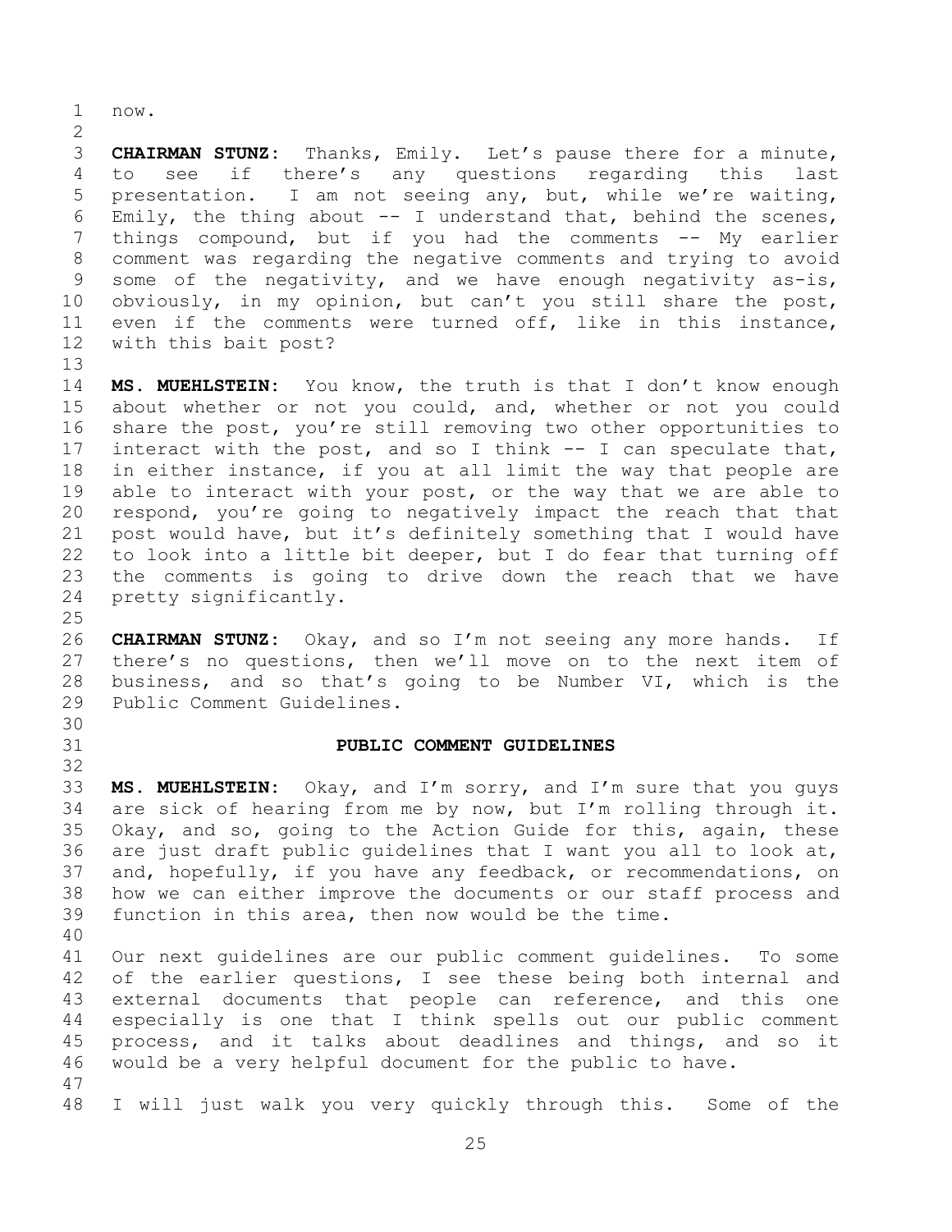now.

**CHAIRMAN STUNZ:** Thanks, Emily. Let's pause there for a minute, to see if there's any questions regarding this last presentation. I am not seeing any, but, while we're waiting, Emily, the thing about -- I understand that, behind the scenes, things compound, but if you had the comments -- My earlier comment was regarding the negative comments and trying to avoid some of the negativity, and we have enough negativity as-is, obviously, in my opinion, but can't you still share the post, even if the comments were turned off, like in this instance, with this bait post?

**MS. MUEHLSTEIN:** You know, the truth is that I don't know enough about whether or not you could, and, whether or not you could share the post, you're still removing two other opportunities to interact with the post, and so I think -- I can speculate that, in either instance, if you at all limit the way that people are able to interact with your post, or the way that we are able to respond, you're going to negatively impact the reach that that post would have, but it's definitely something that I would have to look into a little bit deeper, but I do fear that turning off the comments is going to drive down the reach that we have pretty significantly.

**CHAIRMAN STUNZ:** Okay, and so I'm not seeing any more hands. If there's no questions, then we'll move on to the next item of business, and so that's going to be Number VI, which is the Public Comment Guidelines.

## PUBLIC COMMENT GUIDELINES

**MS. MUEHLSTEIN:** Okay, and I'm sorry, and I'm sure that you guys are sick of hearing from me by now, but I'm rolling through it. Okay, and so, going to the Action Guide for this, again, these are just draft public guidelines that I want you all to look at, and, hopefully, if you have any feedback, or recommendations, on how we can either improve the documents or our staff process and function in this area, then now would be the time.

Our next guidelines are our public comment guidelines. To some of the earlier questions, I see these being both internal and external documents that people can reference, and this one especially is one that I think spells out our public comment process, and it talks about deadlines and things, and so it would be a very helpful document for the public to have.

I will just walk you very quickly through this. Some of the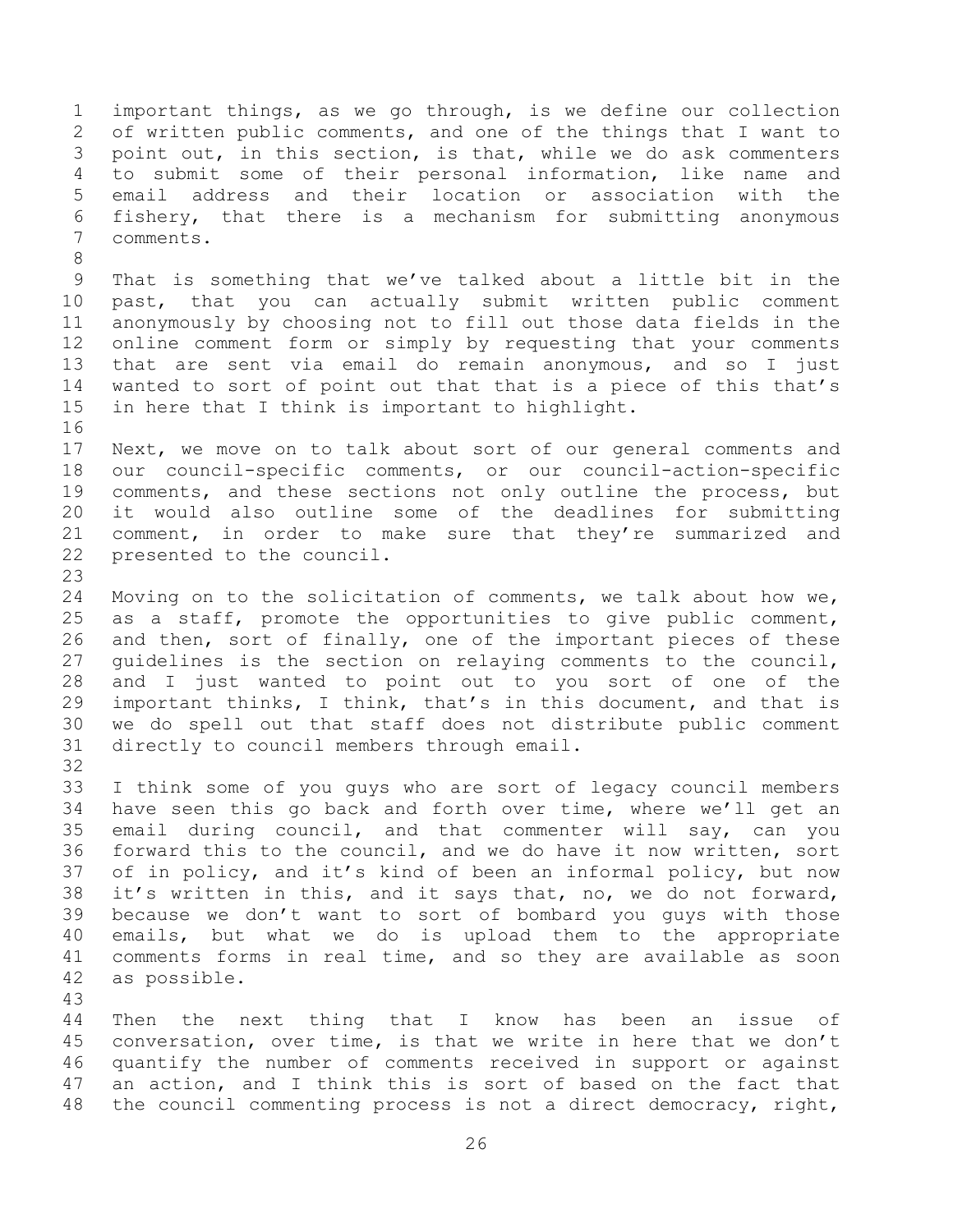important things, as we go through, is we define our collection of written public comments, and one of the things that I want to point out, in this section, is that, while we do ask commenters to submit some of their personal information, like name and email address and their location or association with the fishery, that there is a mechanism for submitting anonymous comments.

That is something that we've talked about a little bit in the past, that you can actually submit written public comment anonymously by choosing not to fill out those data fields in the online comment form or simply by requesting that your comments that are sent via email do remain anonymous, and so I just wanted to sort of point out that that is a piece of this that's in here that I think is important to highlight.

Next, we move on to talk about sort of our general comments and our council-specific comments, or our council-action-specific comments, and these sections not only outline the process, but it would also outline some of the deadlines for submitting comment, in order to make sure that they're summarized and presented to the council.

Moving on to the solicitation of comments, we talk about how we, as a staff, promote the opportunities to give public comment, and then, sort of finally, one of the important pieces of these guidelines is the section on relaying comments to the council, and I just wanted to point out to you sort of one of the important thinks, I think, that's in this document, and that is we do spell out that staff does not distribute public comment directly to council members through email.

I think some of you guys who are sort of legacy council members have seen this go back and forth over time, where we'll get an email during council, and that commenter will say, can you forward this to the council, and we do have it now written, sort of in policy, and it's kind of been an informal policy, but now it's written in this, and it says that, no, we do not forward, because we don't want to sort of bombard you guys with those emails, but what we do is upload them to the appropriate comments forms in real time, and so they are available as soon as possible.

Then the next thing that I know has been an issue of conversation, over time, is that we write in here that we don't quantify the number of comments received in support or against an action, and I think this is sort of based on the fact that the council commenting process is not a direct democracy, right,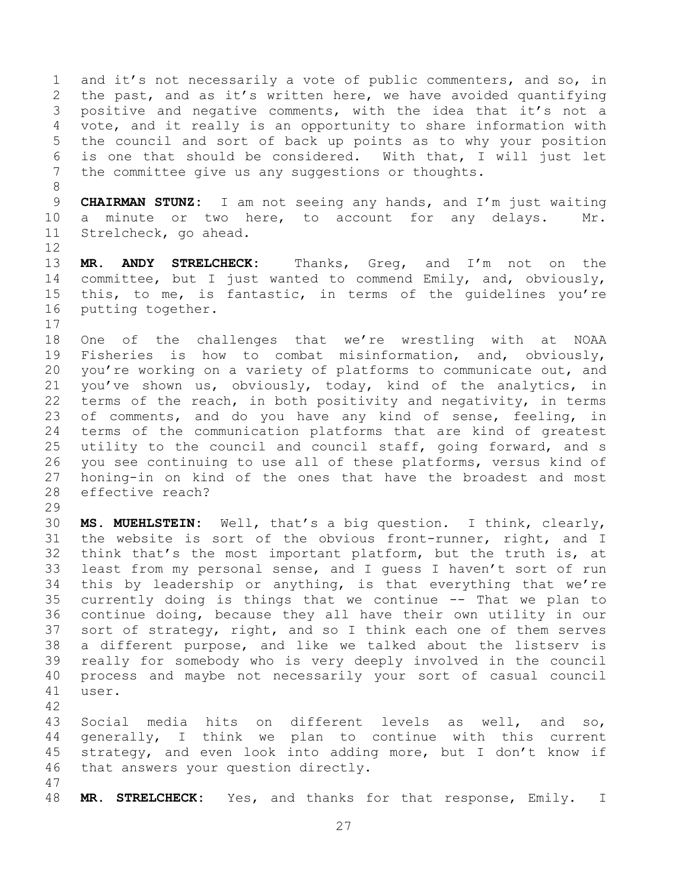and it's not necessarily a vote of public commenters, and so, in the past, and as it's written here, we have avoided quantifying positive and negative comments, with the idea that it's not a vote, and it really is an opportunity to share information with the council and sort of back up points as to why your position is one that should be considered. With that, I will just let the committee give us any suggestions or thoughts.

**CHAIRMAN STUNZ:** I am not seeing any hands, and I'm just waiting a minute or two here, to account for any delays. Mr. Strelcheck, go ahead.

**MR. ANDY STRELCHECK:** Thanks, Greg, and I'm not on the committee, but I just wanted to commend Emily, and, obviously, this, to me, is fantastic, in terms of the guidelines you're putting together.

One of the challenges that we're wrestling with at NOAA Fisheries is how to combat misinformation, and, obviously, you're working on a variety of platforms to communicate out, and you've shown us, obviously, today, kind of the analytics, in terms of the reach, in both positivity and negativity, in terms of comments, and do you have any kind of sense, feeling, in terms of the communication platforms that are kind of greatest utility to the council and council staff, going forward, and s you see continuing to use all of these platforms, versus kind of honing-in on kind of the ones that have the broadest and most effective reach?

**MS. MUEHLSTEIN:** Well, that's a big question. I think, clearly, the website is sort of the obvious front-runner, right, and I think that's the most important platform, but the truth is, at least from my personal sense, and I guess I haven't sort of run this by leadership or anything, is that everything that we're currently doing is things that we continue -- That we plan to continue doing, because they all have their own utility in our sort of strategy, right, and so I think each one of them serves a different purpose, and like we talked about the listserv is really for somebody who is very deeply involved in the council process and maybe not necessarily your sort of casual council user.

Social media hits on different levels as well, and so, generally, I think we plan to continue with this current strategy, and even look into adding more, but I don't know if that answers your question directly.

**MR. STRELCHECK:** Yes, and thanks for that response, Emily. I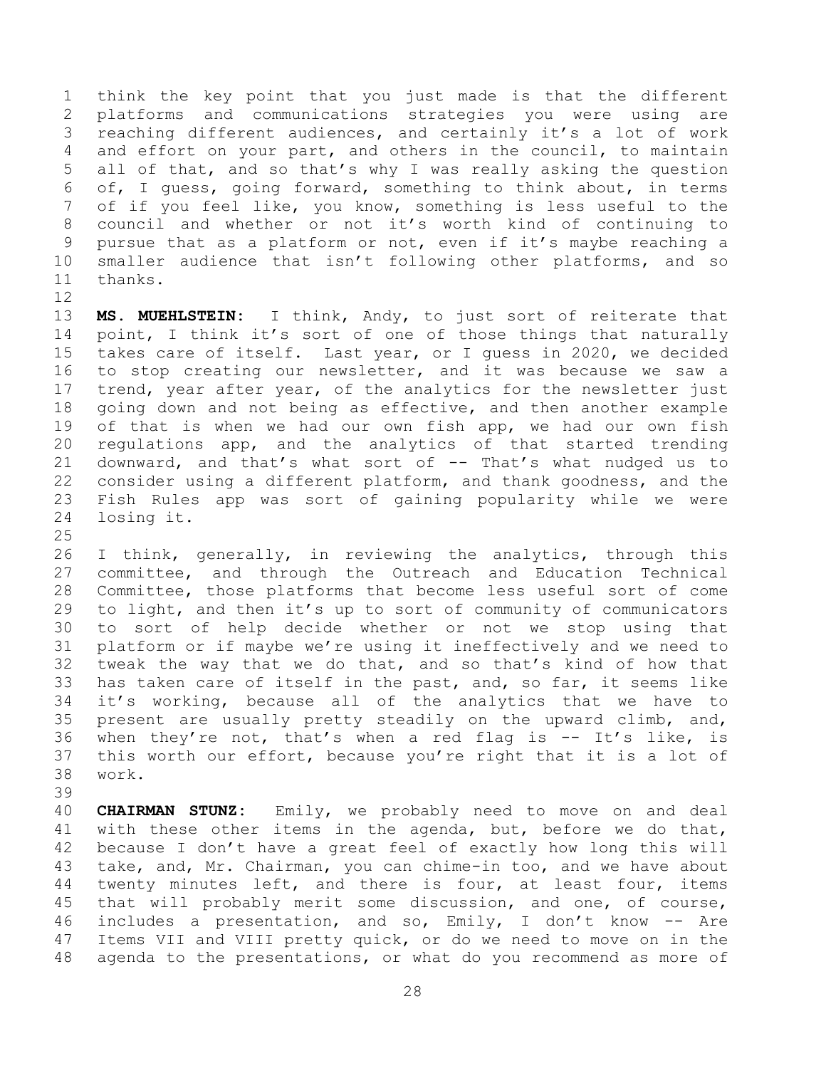think the key point that you just made is that the different platforms and communications strategies you were using are reaching different audiences, and certainly it's a lot of work and effort on your part, and others in the council, to maintain all of that, and so that's why I was really asking the question of, I guess, going forward, something to think about, in terms of if you feel like, you know, something is less useful to the council and whether or not it's worth kind of continuing to pursue that as a platform or not, even if it's maybe reaching a smaller audience that isn't following other platforms, and so thanks.

**MS. MUEHLSTEIN:** I think, Andy, to just sort of reiterate that point, I think it's sort of one of those things that naturally takes care of itself. Last year, or I guess in 2020, we decided to stop creating our newsletter, and it was because we saw a trend, year after year, of the analytics for the newsletter just going down and not being as effective, and then another example of that is when we had our own fish app, we had our own fish regulations app, and the analytics of that started trending downward, and that's what sort of -- That's what nudged us to consider using a different platform, and thank goodness, and the Fish Rules app was sort of gaining popularity while we were losing it.

I think, generally, in reviewing the analytics, through this committee, and through the Outreach and Education Technical Committee, those platforms that become less useful sort of come to light, and then it's up to sort of community of communicators to sort of help decide whether or not we stop using that platform or if maybe we're using it ineffectively and we need to tweak the way that we do that, and so that's kind of how that has taken care of itself in the past, and, so far, it seems like it's working, because all of the analytics that we have to present are usually pretty steadily on the upward climb, and, when they're not, that's when a red flag is -- It's like, is this worth our effort, because you're right that it is a lot of work.

**CHAIRMAN STUNZ:** Emily, we probably need to move on and deal with these other items in the agenda, but, before we do that, because I don't have a great feel of exactly how long this will take, and, Mr. Chairman, you can chime-in too, and we have about twenty minutes left, and there is four, at least four, items that will probably merit some discussion, and one, of course, includes a presentation, and so, Emily, I don't know -- Are Items VII and VIII pretty quick, or do we need to move on in the agenda to the presentations, or what do you recommend as more of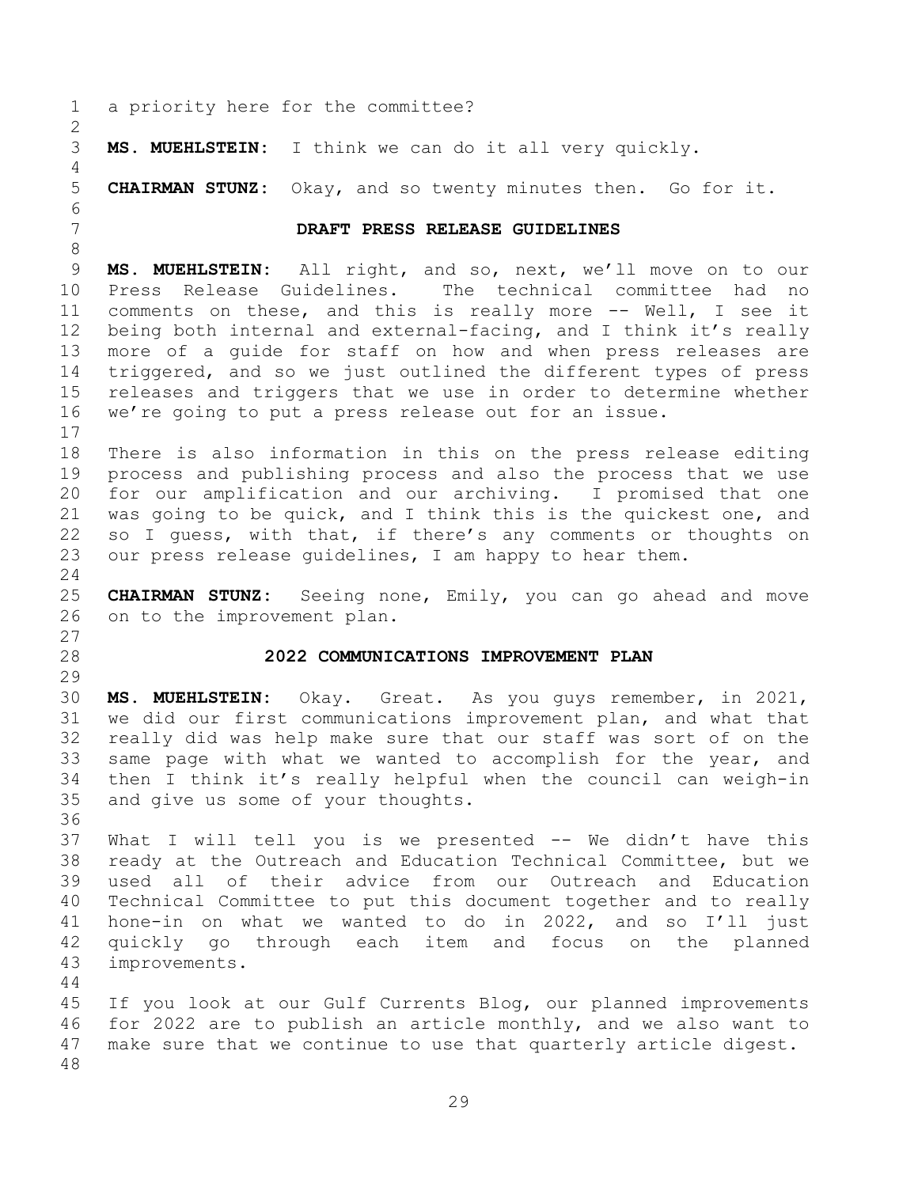a priority here for the committee?

**MS. MUEHLSTEIN:** I think we can do it all very quickly.

**CHAIRMAN STUNZ:** Okay, and so twenty minutes then. Go for it.

## DRAFT PRESS RELEASE GUIDELINES

**MS. MUEHLSTEIN:** All right, and so, next, we'll move on to our Press Release Guidelines. The technical committee had no comments on these, and this is really more -- Well, I see it being both internal and external-facing, and I think it's really more of a guide for staff on how and when press releases are triggered, and so we just outlined the different types of press releases and triggers that we use in order to determine whether we're going to put a press release out for an issue.

There is also information in this on the press release editing process and publishing process and also the process that we use for our amplification and our archiving. I promised that one was going to be quick, and I think this is the quickest one, and so I guess, with that, if there's any comments or thoughts on our press release guidelines, I am happy to hear them.

**CHAIRMAN STUNZ:** Seeing none, Emily, you can go ahead and move on to the improvement plan.

## 2022 COMMUNICATIONS IMPROVEMENT PLAN

**MS. MUEHLSTEIN:** Okay. Great. As you guys remember, in 2021, we did our first communications improvement plan, and what that really did was help make sure that our staff was sort of on the same page with what we wanted to accomplish for the year, and then I think it's really helpful when the council can weigh-in and give us some of your thoughts.

What I will tell you is we presented -- We didn't have this ready at the Outreach and Education Technical Committee, but we used all of their advice from our Outreach and Education Technical Committee to put this document together and to really hone-in on what we wanted to do in 2022, and so I'll just quickly go through each item and focus on the planned improvements.

If you look at our Gulf Currents Blog, our planned improvements for 2022 are to publish an article monthly, and we also want to make sure that we continue to use that quarterly article digest.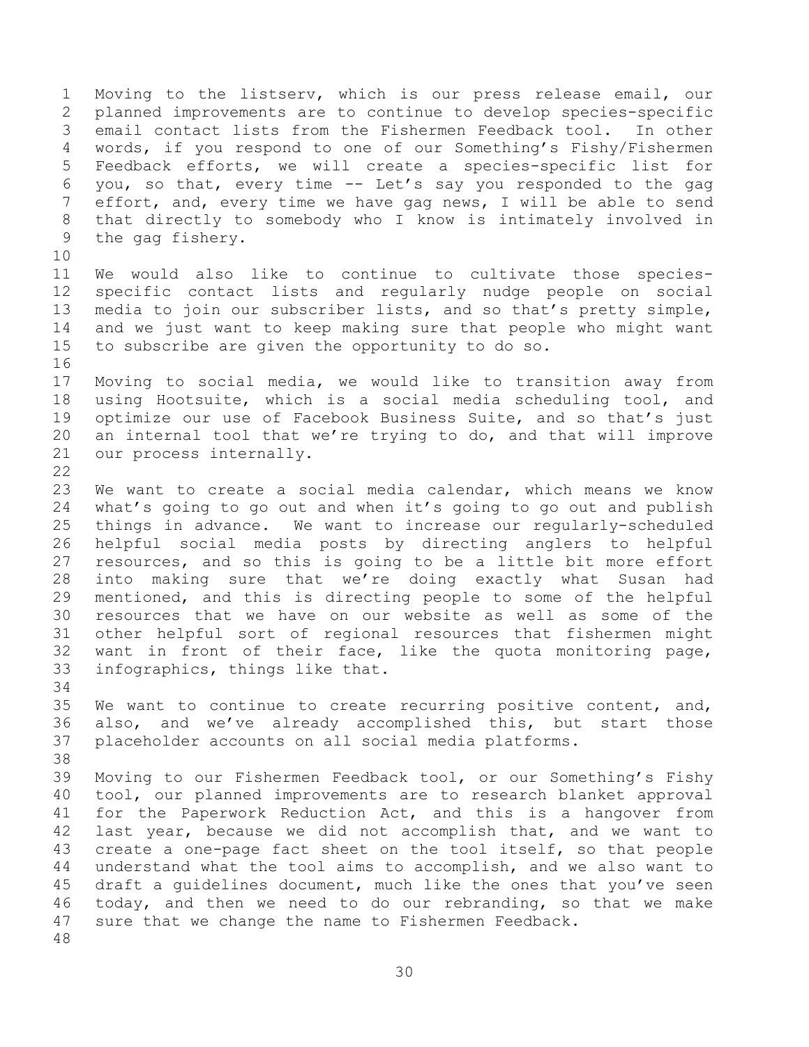Moving to the listserv, which is our press release email, our planned improvements are to continue to develop species-specific email contact lists from the Fishermen Feedback tool. In other words, if you respond to one of our Something's Fishy/Fishermen Feedback efforts, we will create a species-specific list for you, so that, every time -- Let's say you responded to the gag effort, and, every time we have gag news, I will be able to send that directly to somebody who I know is intimately involved in the gag fishery.

We would also like to continue to cultivate those species-specific contact lists and regularly nudge people on social media to join our subscriber lists, and so that's pretty simple, and we just want to keep making sure that people who might want to subscribe are given the opportunity to do so.

Moving to social media, we would like to transition away from using Hootsuite, which is a social media scheduling tool, and optimize our use of Facebook Business Suite, and so that's just an internal tool that we're trying to do, and that will improve our process internally.

We want to create a social media calendar, which means we know what's going to go out and when it's going to go out and publish things in advance. We want to increase our regularly-scheduled helpful social media posts by directing anglers to helpful resources, and so this is going to be a little bit more effort into making sure that we're doing exactly what Susan had mentioned, and this is directing people to some of the helpful resources that we have on our website as well as some of the other helpful sort of regional resources that fishermen might want in front of their face, like the quota monitoring page, infographics, things like that.

We want to continue to create recurring positive content, and, also, and we've already accomplished this, but start those placeholder accounts on all social media platforms.

Moving to our Fishermen Feedback tool, or our Something's Fishy tool, our planned improvements are to research blanket approval for the Paperwork Reduction Act, and this is a hangover from last year, because we did not accomplish that, and we want to create a one-page fact sheet on the tool itself, so that people understand what the tool aims to accomplish, and we also want to draft a guidelines document, much like the ones that you've seen today, and then we need to do our rebranding, so that we make sure that we change the name to Fishermen Feedback.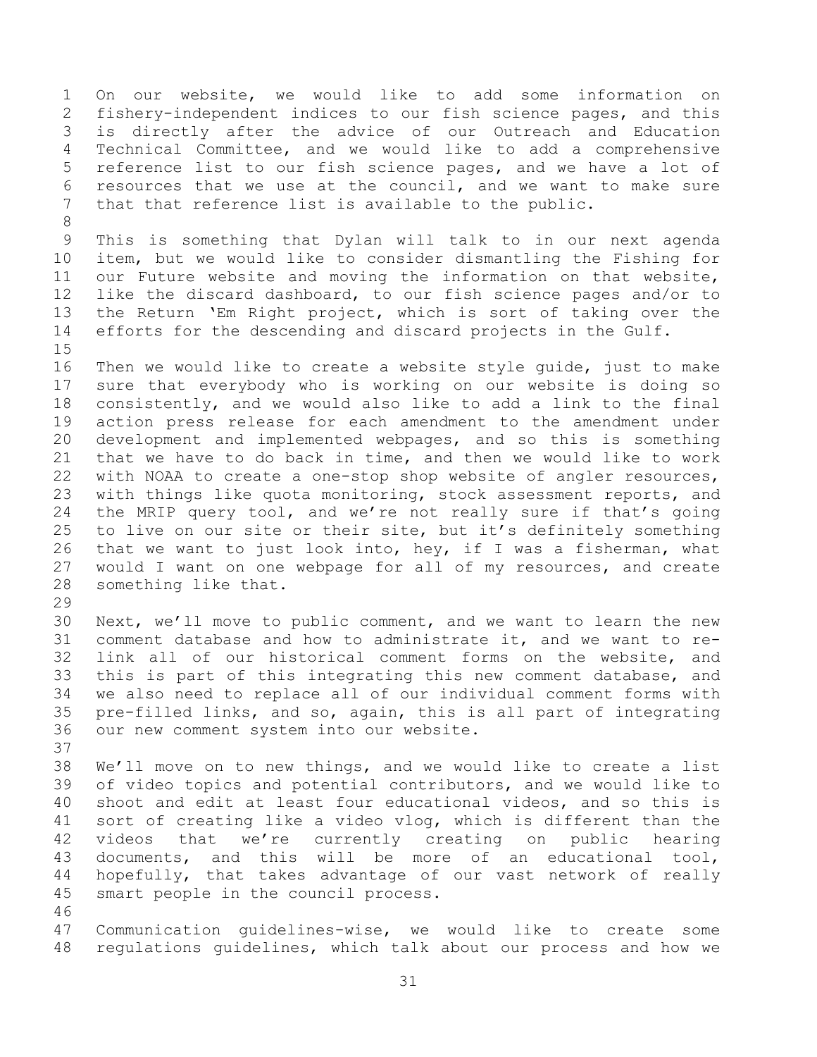On our website, we would like to add some information on fishery-independent indices to our fish science pages, and this is directly after the advice of our Outreach and Education Technical Committee, and we would like to add a comprehensive reference list to our fish science pages, and we have a lot of resources that we use at the council, and we want to make sure that that reference list is available to the public.

This is something that Dylan will talk to in our next agenda item, but we would like to consider dismantling the Fishing for our Future website and moving the information on that website, like the discard dashboard, to our fish science pages and/or to the Return 'Em Right project, which is sort of taking over the efforts for the descending and discard projects in the Gulf.

Then we would like to create a website style guide, just to make sure that everybody who is working on our website is doing so consistently, and we would also like to add a link to the final action press release for each amendment to the amendment under development and implemented webpages, and so this is something that we have to do back in time, and then we would like to work with NOAA to create a one-stop shop website of angler resources, with things like quota monitoring, stock assessment reports, and the MRIP query tool, and we're not really sure if that's going to live on our site or their site, but it's definitely something that we want to just look into, hey, if I was a fisherman, what would I want on one webpage for all of my resources, and create something like that.

Next, we'll move to public comment, and we want to learn the new comment database and how to administrate it, and we want to re-link all of our historical comment forms on the website, and this is part of this integrating this new comment database, and we also need to replace all of our individual comment forms with pre-filled links, and so, again, this is all part of integrating our new comment system into our website.

We'll move on to new things, and we would like to create a list of video topics and potential contributors, and we would like to shoot and edit at least four educational videos, and so this is sort of creating like a video vlog, which is different than the videos that we're currently creating on public hearing documents, and this will be more of an educational tool, hopefully, that takes advantage of our vast network of really smart people in the council process.

Communication guidelines-wise, we would like to create some regulations guidelines, which talk about our process and how we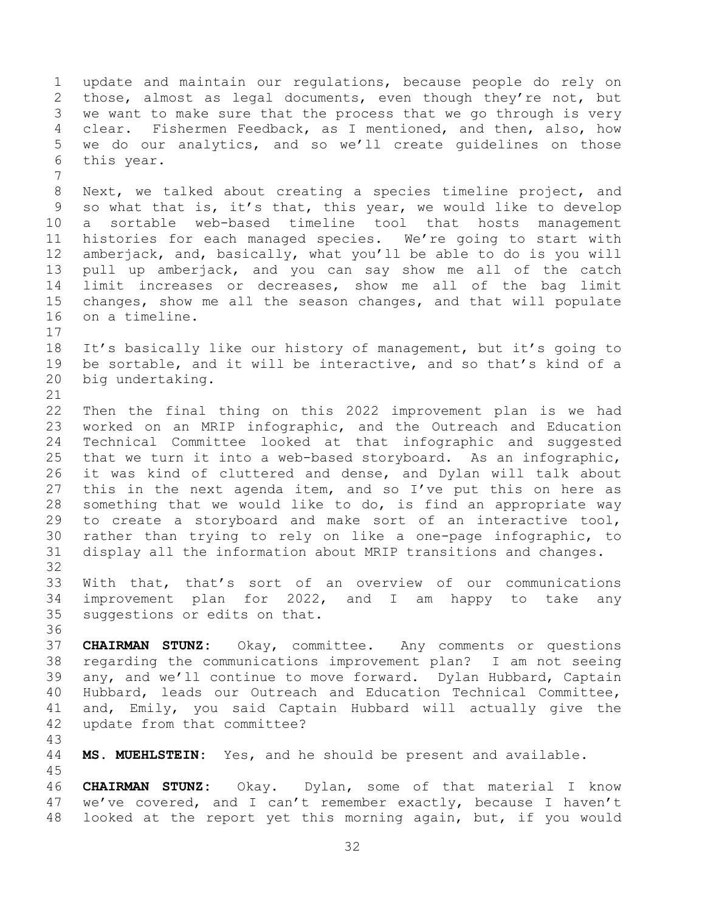update and maintain our regulations, because people do rely on those, almost as legal documents, even though they're not, but we want to make sure that the process that we go through is very clear. Fishermen Feedback, as I mentioned, and then, also, how we do our analytics, and so we'll create guidelines on those this year.

Next, we talked about creating a species timeline project, and so what that is, it's that, this year, we would like to develop a sortable web-based timeline tool that hosts management histories for each managed species. We're going to start with amberjack, and, basically, what you'll be able to do is you will pull up amberjack, and you can say show me all of the catch limit increases or decreases, show me all of the bag limit changes, show me all the season changes, and that will populate on a timeline.

It's basically like our history of management, but it's going to be sortable, and it will be interactive, and so that's kind of a big undertaking.

Then the final thing on this 2022 improvement plan is we had worked on an MRIP infographic, and the Outreach and Education Technical Committee looked at that infographic and suggested that we turn it into a web-based storyboard. As an infographic, it was kind of cluttered and dense, and Dylan will talk about this in the next agenda item, and so I've put this on here as something that we would like to do, is find an appropriate way to create a storyboard and make sort of an interactive tool, rather than trying to rely on like a one-page infographic, to display all the information about MRIP transitions and changes.

With that, that's sort of an overview of our communications improvement plan for 2022, and I am happy to take any suggestions or edits on that.

**CHAIRMAN STUNZ:** Okay, committee. Any comments or questions regarding the communications improvement plan? I am not seeing any, and we'll continue to move forward. Dylan Hubbard, Captain Hubbard, leads our Outreach and Education Technical Committee, and, Emily, you said Captain Hubbard will actually give the update from that committee?

**MS. MUEHLSTEIN:** Yes, and he should be present and available.

**CHAIRMAN STUNZ:** Okay. Dylan, some of that material I know we've covered, and I can't remember exactly, because I haven't looked at the report yet this morning again, but, if you would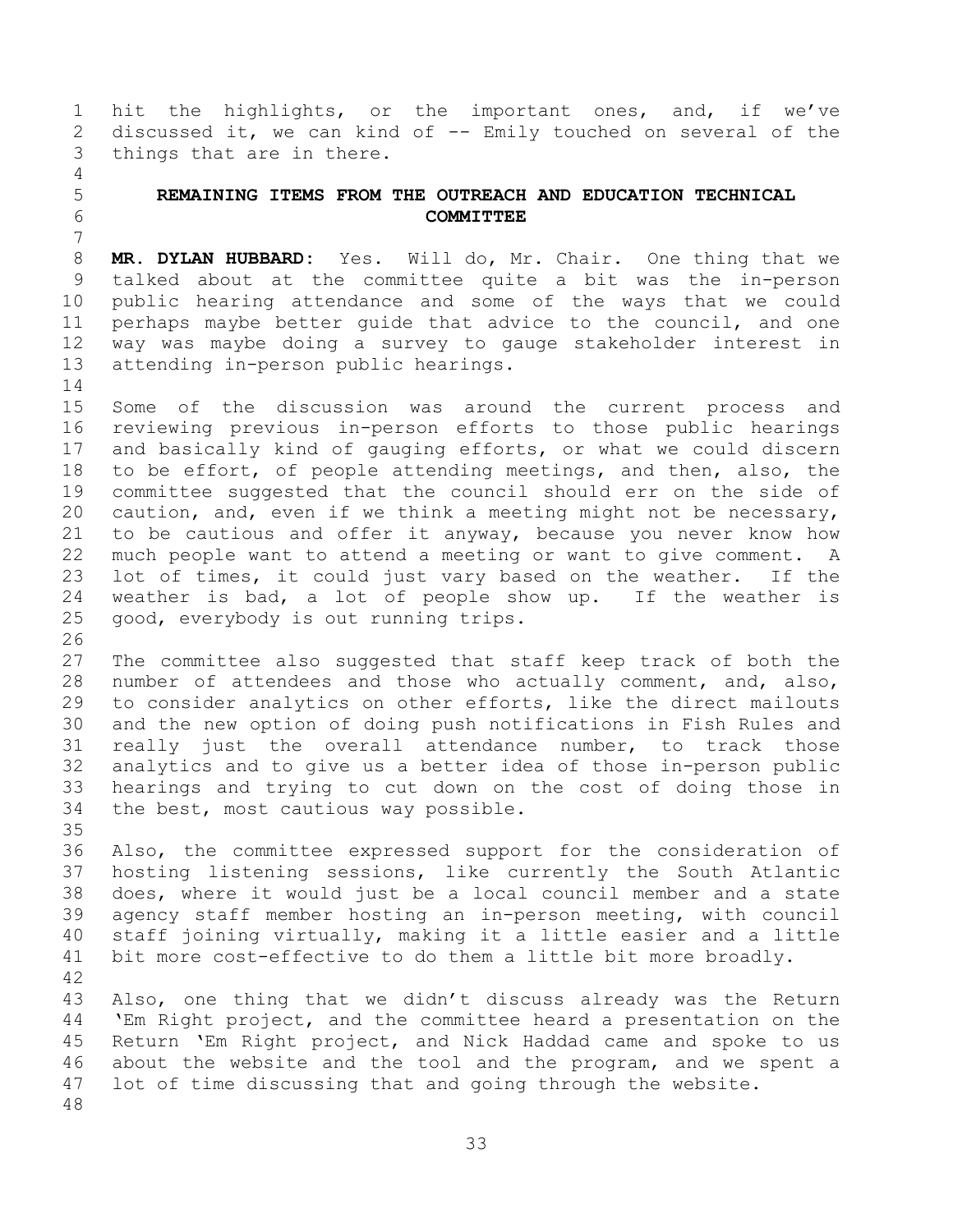hit the highlights, or the important ones, and, if we've discussed it, we can kind of -- Emily touched on several of the things that are in there.

## REMAINING ITEMS FROM THE OUTREACH AND EDUCATION TECHNICAL COMMITTEE

**MR. DYLAN HUBBARD:** Yes. Will do, Mr. Chair. One thing that we talked about at the committee quite a bit was the in-person public hearing attendance and some of the ways that we could perhaps maybe better guide that advice to the council, and one way was maybe doing a survey to gauge stakeholder interest in attending in-person public hearings.

Some of the discussion was around the current process and reviewing previous in-person efforts to those public hearings and basically kind of gauging efforts, or what we could discern to be effort, of people attending meetings, and then, also, the committee suggested that the council should err on the side of caution, and, even if we think a meeting might not be necessary, to be cautious and offer it anyway, because you never know how much people want to attend a meeting or want to give comment. A lot of times, it could just vary based on the weather. If the weather is bad, a lot of people show up. If the weather is good, everybody is out running trips.

The committee also suggested that staff keep track of both the number of attendees and those who actually comment, and, also, to consider analytics on other efforts, like the direct mailouts and the new option of doing push notifications in Fish Rules and really just the overall attendance number, to track those analytics and to give us a better idea of those in-person public hearings and trying to cut down on the cost of doing those in the best, most cautious way possible.

Also, the committee expressed support for the consideration of hosting listening sessions, like currently the South Atlantic does, where it would just be a local council member and a state agency staff member hosting an in-person meeting, with council staff joining virtually, making it a little easier and a little bit more cost-effective to do them a little bit more broadly.

Also, one thing that we didn't discuss already was the Return 'Em Right project, and the committee heard a presentation on the Return 'Em Right project, and Nick Haddad came and spoke to us about the website and the tool and the program, and we spent a lot of time discussing that and going through the website.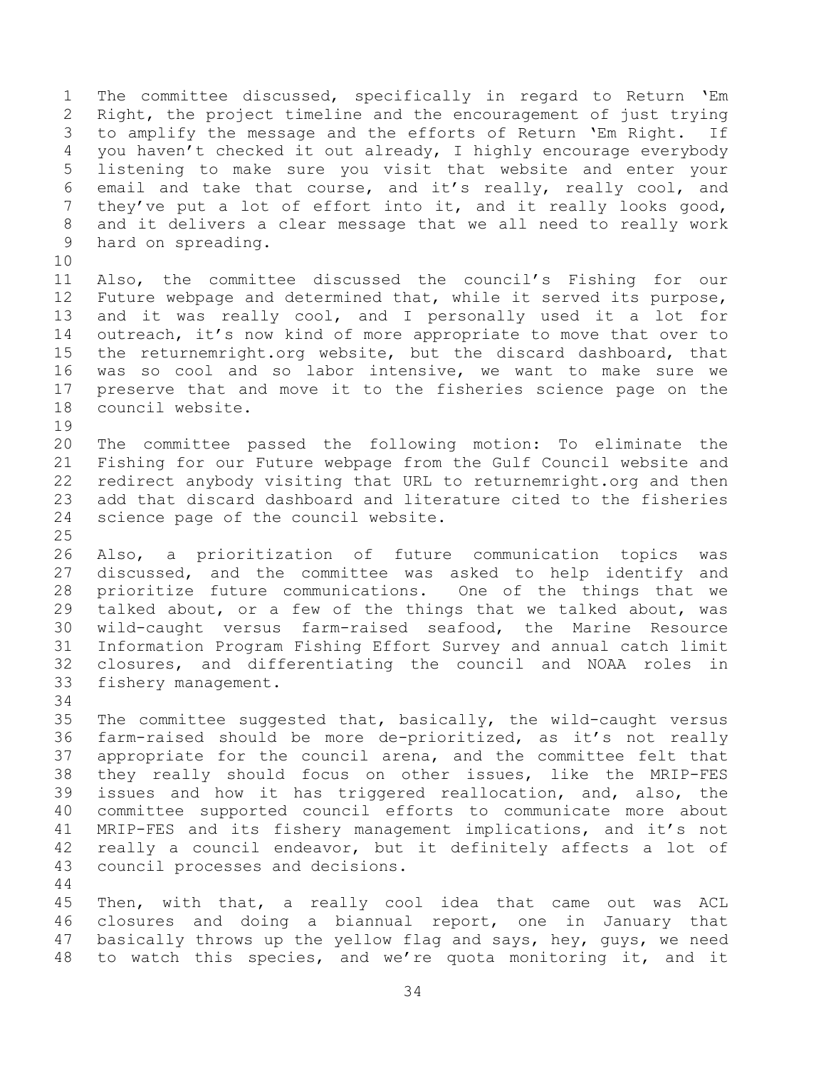The committee discussed, specifically in regard to Return 'Em Right, the project timeline and the encouragement of just trying to amplify the message and the efforts of Return 'Em Right. If you haven't checked it out already, I highly encourage everybody listening to make sure you visit that website and enter your email and take that course, and it's really, really cool, and they've put a lot of effort into it, and it really looks good, and it delivers a clear message that we all need to really work hard on spreading.

Also, the committee discussed the council's Fishing for our Future webpage and determined that, while it served its purpose, and it was really cool, and I personally used it a lot for outreach, it's now kind of more appropriate to move that over to the returnemright.org website, but the discard dashboard, that was so cool and so labor intensive, we want to make sure we preserve that and move it to the fisheries science page on the council website.

The committee passed the following motion: To eliminate the Fishing for our Future webpage from the Gulf Council website and redirect anybody visiting that URL to returnemright.org and then add that discard dashboard and literature cited to the fisheries science page of the council website.

Also, a prioritization of future communication topics was discussed, and the committee was asked to help identify and prioritize future communications. One of the things that we talked about, or a few of the things that we talked about, was wild-caught versus farm-raised seafood, the Marine Resource Information Program Fishing Effort Survey and annual catch limit closures, and differentiating the council and NOAA roles in fishery management.

The committee suggested that, basically, the wild-caught versus farm-raised should be more de-prioritized, as it's not really appropriate for the council arena, and the committee felt that they really should focus on other issues, like the MRIP-FES issues and how it has triggered reallocation, and, also, the committee supported council efforts to communicate more about MRIP-FES and its fishery management implications, and it's not really a council endeavor, but it definitely affects a lot of council processes and decisions.

Then, with that, a really cool idea that came out was ACL closures and doing a biannual report, one in January that basically throws up the yellow flag and says, hey, guys, we need to watch this species, and we're quota monitoring it, and it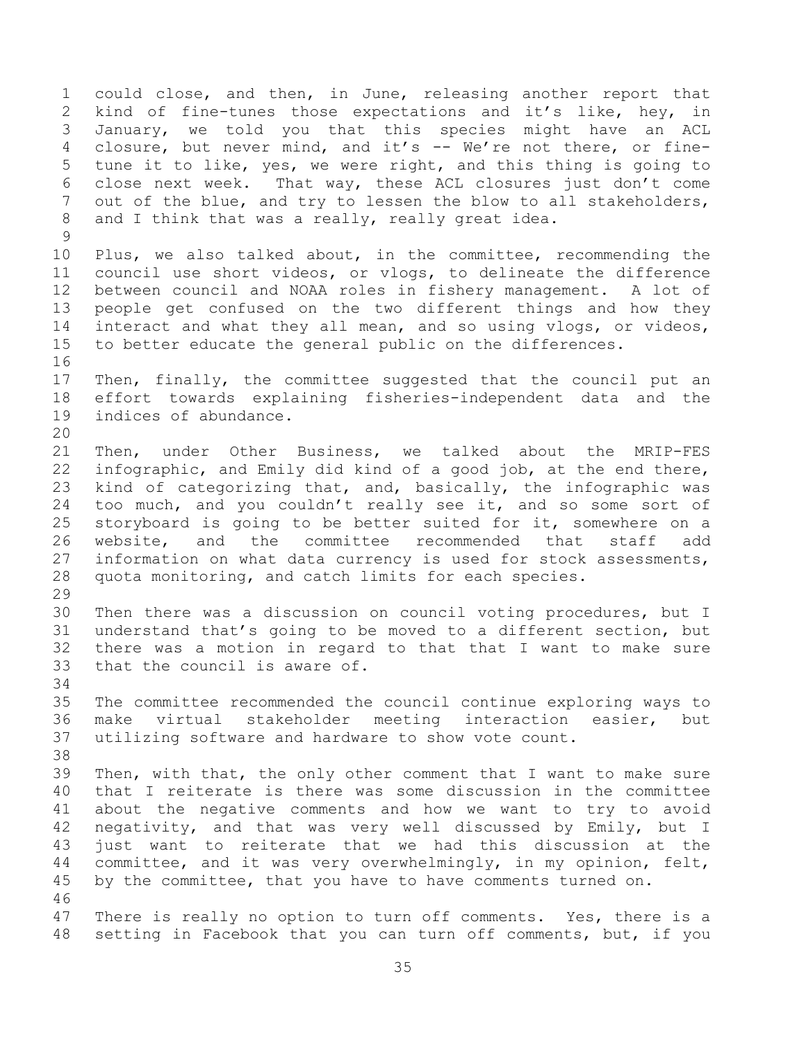could close, and then, in June, releasing another report that kind of fine-tunes those expectations and it's like, hey, in January, we told you that this species might have an ACL closure, but never mind, and it's -- We're not there, or fine-tune it to like, yes, we were right, and this thing is going to close next week. That way, these ACL closures just don't come out of the blue, and try to lessen the blow to all stakeholders, and I think that was a really, really great idea.

Plus, we also talked about, in the committee, recommending the council use short videos, or vlogs, to delineate the difference between council and NOAA roles in fishery management. A lot of people get confused on the two different things and how they interact and what they all mean, and so using vlogs, or videos, to better educate the general public on the differences.

Then, finally, the committee suggested that the council put an effort towards explaining fisheries-independent data and the indices of abundance.

Then, under Other Business, we talked about the MRIP-FES infographic, and Emily did kind of a good job, at the end there, kind of categorizing that, and, basically, the infographic was too much, and you couldn't really see it, and so some sort of storyboard is going to be better suited for it, somewhere on a website, and the committee recommended that staff add information on what data currency is used for stock assessments, quota monitoring, and catch limits for each species.

Then there was a discussion on council voting procedures, but I understand that's going to be moved to a different section, but there was a motion in regard to that that I want to make sure that the council is aware of.

The committee recommended the council continue exploring ways to make virtual stakeholder meeting interaction easier, but utilizing software and hardware to show vote count.

Then, with that, the only other comment that I want to make sure that I reiterate is there was some discussion in the committee about the negative comments and how we want to try to avoid negativity, and that was very well discussed by Emily, but I just want to reiterate that we had this discussion at the committee, and it was very overwhelmingly, in my opinion, felt, by the committee, that you have to have comments turned on.

There is really no option to turn off comments. Yes, there is a setting in Facebook that you can turn off comments, but, if you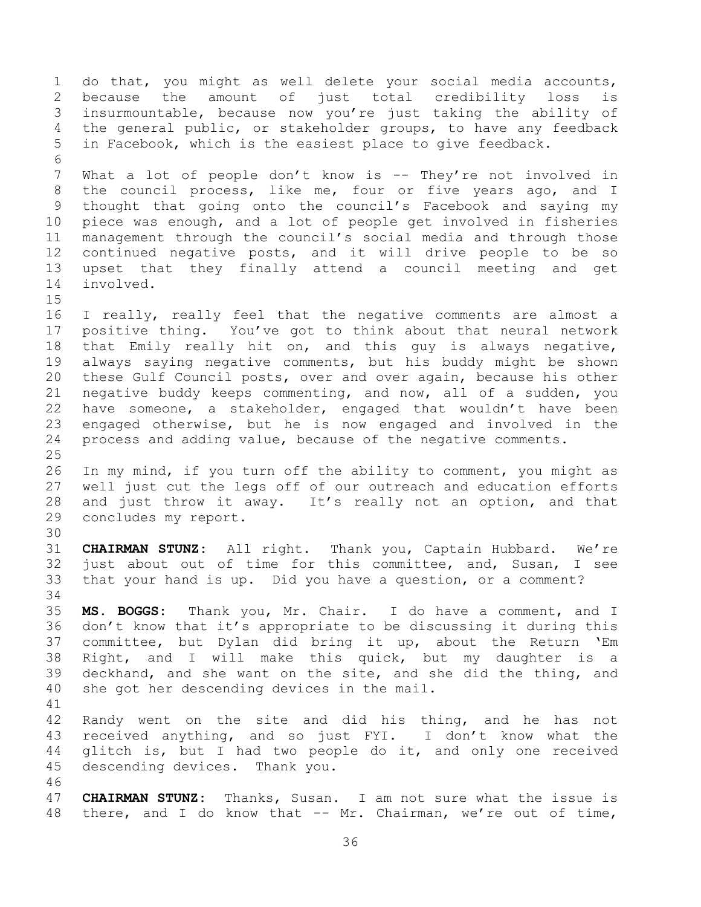do that, you might as well delete your social media accounts, because the amount of just total credibility loss is insurmountable, because now you're just taking the ability of the general public, or stakeholder groups, to have any feedback in Facebook, which is the easiest place to give feedback.

What a lot of people don't know is -- They're not involved in the council process, like me, four or five years ago, and I thought that going onto the council's Facebook and saying my piece was enough, and a lot of people get involved in fisheries management through the council's social media and through those continued negative posts, and it will drive people to be so upset that they finally attend a council meeting and get involved.

I really, really feel that the negative comments are almost a positive thing. You've got to think about that neural network that Emily really hit on, and this guy is always negative, always saying negative comments, but his buddy might be shown these Gulf Council posts, over and over again, because his other negative buddy keeps commenting, and now, all of a sudden, you have someone, a stakeholder, engaged that wouldn't have been engaged otherwise, but he is now engaged and involved in the process and adding value, because of the negative comments.

In my mind, if you turn off the ability to comment, you might as well just cut the legs off of our outreach and education efforts and just throw it away. It's really not an option, and that concludes my report.

**CHAIRMAN STUNZ:** All right. Thank you, Captain Hubbard. We're just about out of time for this committee, and, Susan, I see that your hand is up. Did you have a question, or a comment?

**MS. BOGGS:** Thank you, Mr. Chair. I do have a comment, and I don't know that it's appropriate to be discussing it during this committee, but Dylan did bring it up, about the Return 'Em Right, and I will make this quick, but my daughter is a deckhand, and she want on the site, and she did the thing, and she got her descending devices in the mail.

Randy went on the site and did his thing, and he has not received anything, and so just FYI. I don't know what the glitch is, but I had two people do it, and only one received descending devices. Thank you.

**CHAIRMAN STUNZ:** Thanks, Susan. I am not sure what the issue is there, and I do know that -- Mr. Chairman, we're out of time,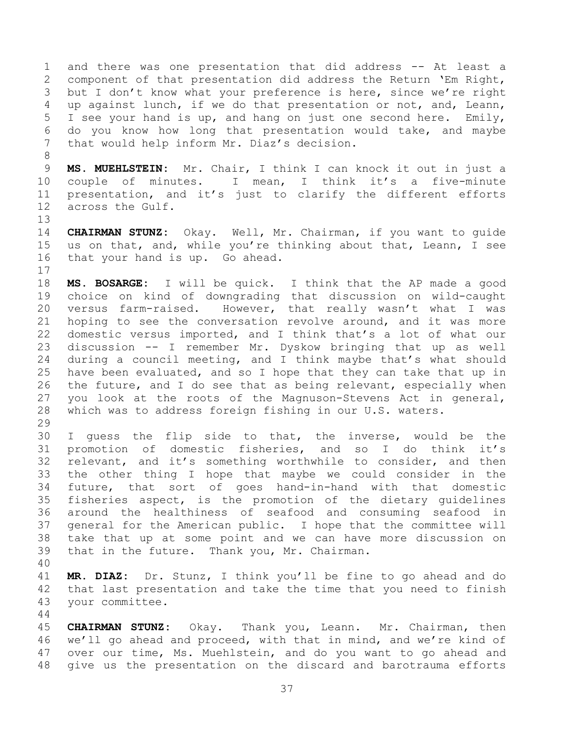and there was one presentation that did address -- At least a component of that presentation did address the Return 'Em Right, but I don't know what your preference is here, since we're right up against lunch, if we do that presentation or not, and, Leann, I see your hand is up, and hang on just one second here. Emily, do you know how long that presentation would take, and maybe that would help inform Mr. Diaz's decision.

**MS. MUEHLSTEIN:** Mr. Chair, I think I can knock it out in just a couple of minutes. I mean, I think it's a five-minute presentation, and it's just to clarify the different efforts across the Gulf.

**CHAIRMAN STUNZ:** Okay. Well, Mr. Chairman, if you want to guide us on that, and, while you're thinking about that, Leann, I see that your hand is up. Go ahead.

**MS. BOSARGE:** I will be quick. I think that the AP made a good choice on kind of downgrading that discussion on wild-caught versus farm-raised. However, that really wasn't what I was hoping to see the conversation revolve around, and it was more domestic versus imported, and I think that's a lot of what our discussion -- I remember Mr. Dyskow bringing that up as well during a council meeting, and I think maybe that's what should have been evaluated, and so I hope that they can take that up in the future, and I do see that as being relevant, especially when you look at the roots of the Magnuson-Stevens Act in general, which was to address foreign fishing in our U.S. waters.

I guess the flip side to that, the inverse, would be the promotion of domestic fisheries, and so I do think it's relevant, and it's something worthwhile to consider, and then the other thing I hope that maybe we could consider in the future, that sort of goes hand-in-hand with that domestic fisheries aspect, is the promotion of the dietary guidelines around the healthiness of seafood and consuming seafood in general for the American public. I hope that the committee will take that up at some point and we can have more discussion on that in the future. Thank you, Mr. Chairman.

**MR. DIAZ:** Dr. Stunz, I think you'll be fine to go ahead and do that last presentation and take the time that you need to finish your committee.

**CHAIRMAN STUNZ:** Okay. Thank you, Leann. Mr. Chairman, then we'll go ahead and proceed, with that in mind, and we're kind of over our time, Ms. Muehlstein, and do you want to go ahead and give us the presentation on the discard and barotrauma efforts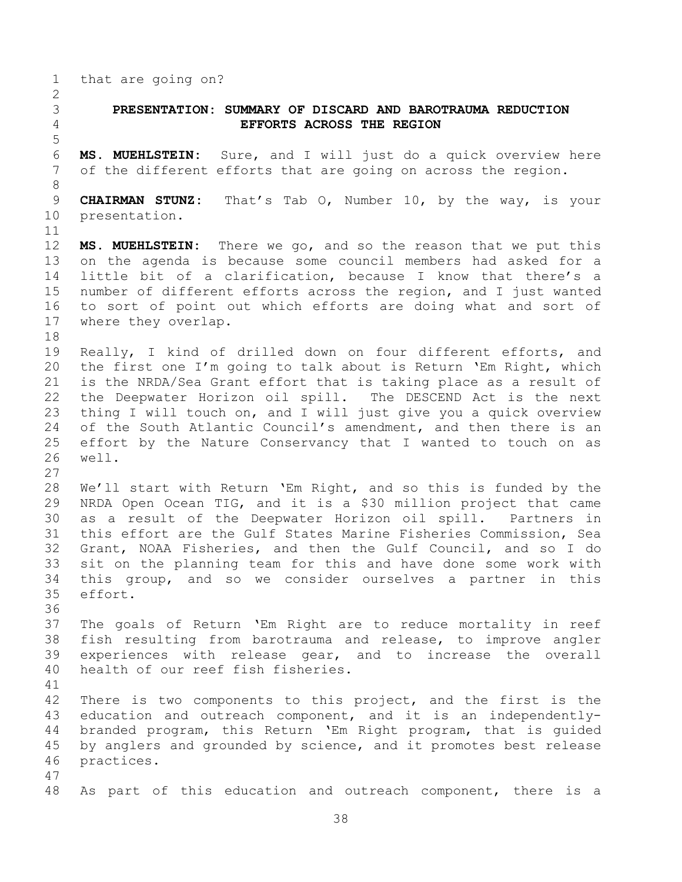that are going on?

## PRESENTATION: SUMMARY OF DISCARD AND BAROTRAUMA REDUCTION EFFORTS ACROSS THE REGION

**MS. MUEHLSTEIN:** Sure, and I will just do a quick overview here of the different efforts that are going on across the region.

**CHAIRMAN STUNZ:** That's Tab O, Number 10, by the way, is your presentation.

**MS. MUEHLSTEIN:** There we go, and so the reason that we put this on the agenda is because some council members had asked for a little bit of a clarification, because I know that there's a number of different efforts across the region, and I just wanted to sort of point out which efforts are doing what and sort of where they overlap.

Really, I kind of drilled down on four different efforts, and the first one I'm going to talk about is Return 'Em Right, which is the NRDA/Sea Grant effort that is taking place as a result of the Deepwater Horizon oil spill. The DESCEND Act is the next thing I will touch on, and I will just give you a quick overview of the South Atlantic Council's amendment, and then there is an effort by the Nature Conservancy that I wanted to touch on as well.

We'll start with Return 'Em Right, and so this is funded by the NRDA Open Ocean TIG, and it is a $30 million project that came as a result of the Deepwater Horizon oil spill. Partners in this effort are the Gulf States Marine Fisheries Commission, Sea Grant, NOAA Fisheries, and then the Gulf Council, and so I do sit on the planning team for this and have done some work with this group, and so we consider ourselves a partner in this effort.

The goals of Return 'Em Right are to reduce mortality in reef fish resulting from barotrauma and release, to improve angler experiences with release gear, and to increase the overall health of our reef fish fisheries.

There is two components to this project, and the first is the education and outreach component, and it is an independently-branded program, this Return 'Em Right program, that is guided by anglers and grounded by science, and it promotes best release practices.

As part of this education and outreach component, there is a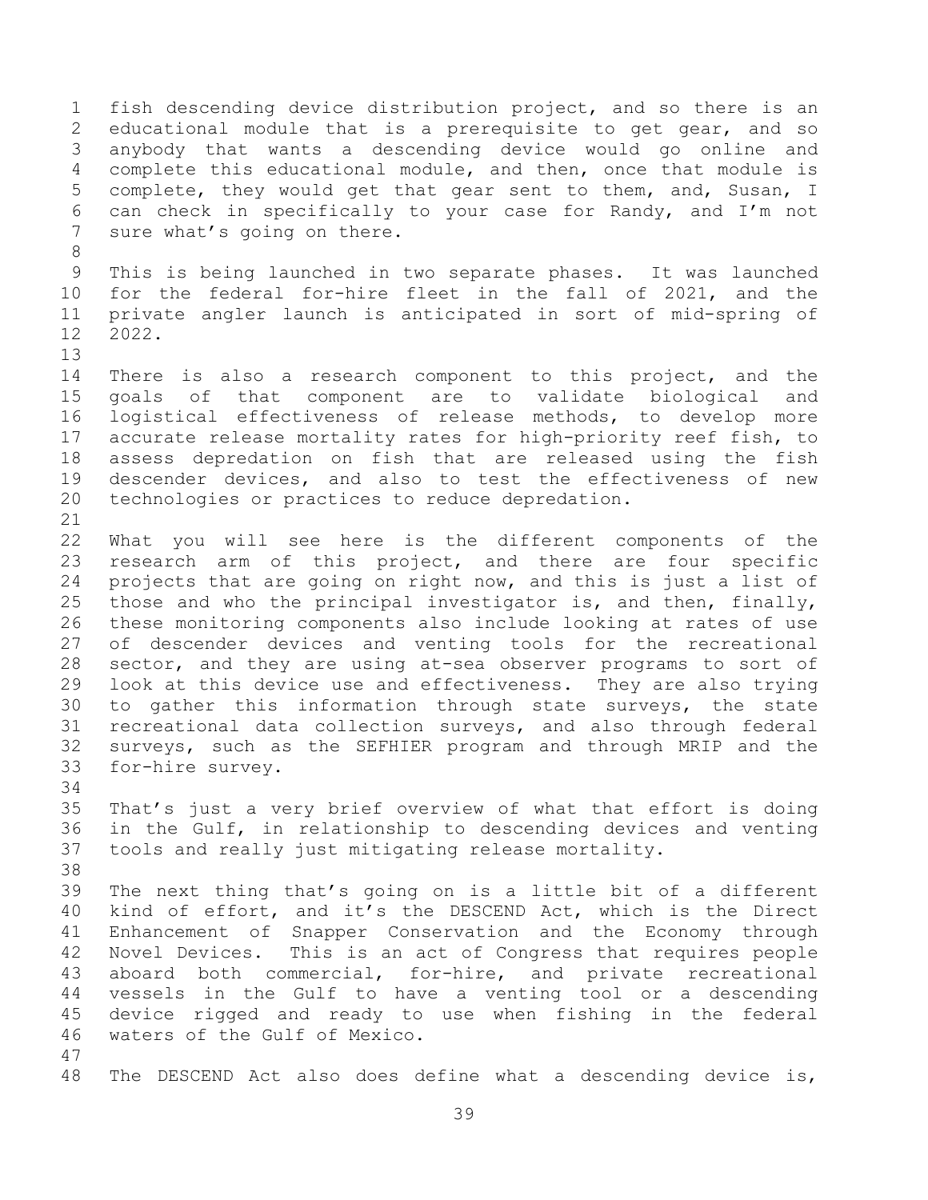fish descending device distribution project, and so there is an educational module that is a prerequisite to get gear, and so anybody that wants a descending device would go online and complete this educational module, and then, once that module is complete, they would get that gear sent to them, and, Susan, I can check in specifically to your case for Randy, and I'm not sure what's going on there.

This is being launched in two separate phases. It was launched for the federal for-hire fleet in the fall of 2021, and the private angler launch is anticipated in sort of mid-spring of 2022.

There is also a research component to this project, and the goals of that component are to validate biological and logistical effectiveness of release methods, to develop more accurate release mortality rates for high-priority reef fish, to assess depredation on fish that are released using the fish descender devices, and also to test the effectiveness of new technologies or practices to reduce depredation.

What you will see here is the different components of the research arm of this project, and there are four specific projects that are going on right now, and this is just a list of those and who the principal investigator is, and then, finally, these monitoring components also include looking at rates of use of descender devices and venting tools for the recreational sector, and they are using at-sea observer programs to sort of look at this device use and effectiveness. They are also trying to gather this information through state surveys, the state recreational data collection surveys, and also through federal surveys, such as the SEFHIER program and through MRIP and the for-hire survey.

That's just a very brief overview of what that effort is doing in the Gulf, in relationship to descending devices and venting tools and really just mitigating release mortality.

The next thing that's going on is a little bit of a different kind of effort, and it's the DESCEND Act, which is the Direct Enhancement of Snapper Conservation and the Economy through Novel Devices. This is an act of Congress that requires people aboard both commercial, for-hire, and private recreational vessels in the Gulf to have a venting tool or a descending device rigged and ready to use when fishing in the federal waters of the Gulf of Mexico.

The DESCEND Act also does define what a descending device is,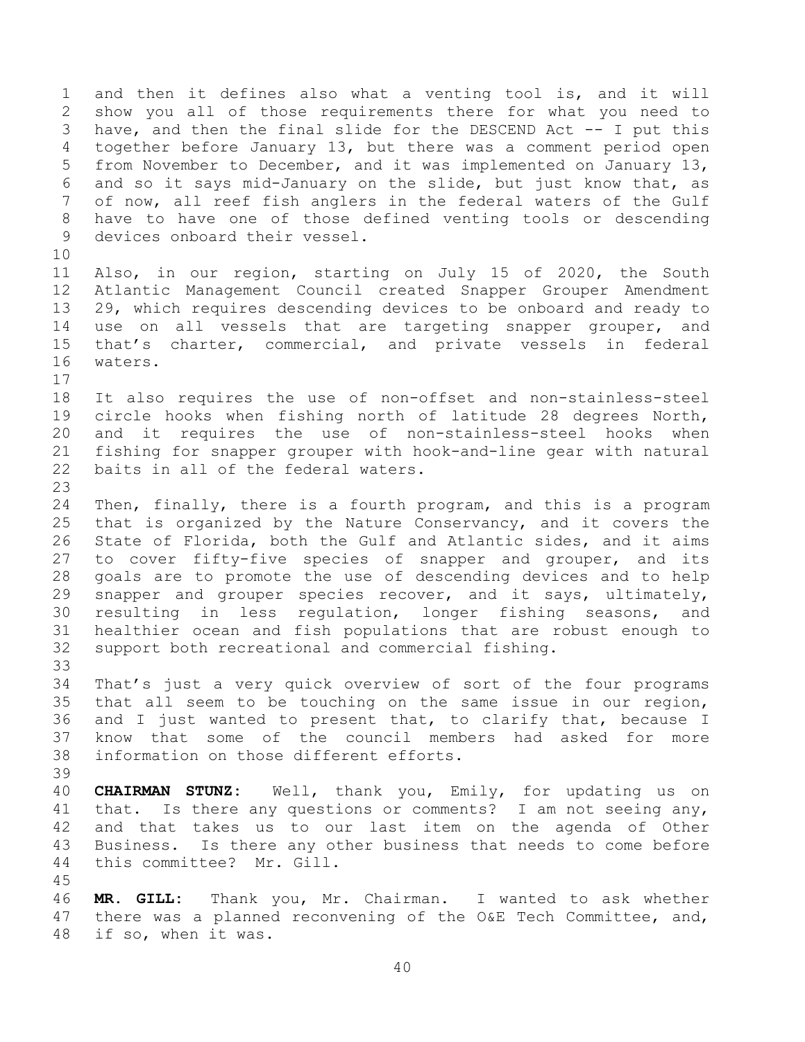and then it defines also what a venting tool is, and it will show you all of those requirements there for what you need to have, and then the final slide for the DESCEND Act -- I put this together before January 13, but there was a comment period open from November to December, and it was implemented on January 13, and so it says mid-January on the slide, but just know that, as of now, all reef fish anglers in the federal waters of the Gulf have to have one of those defined venting tools or descending devices onboard their vessel.

Also, in our region, starting on July 15 of 2020, the South Atlantic Management Council created Snapper Grouper Amendment 29, which requires descending devices to be onboard and ready to use on all vessels that are targeting snapper grouper, and that's charter, commercial, and private vessels in federal waters.

It also requires the use of non-offset and non-stainless-steel circle hooks when fishing north of latitude 28 degrees North, and it requires the use of non-stainless-steel hooks when fishing for snapper grouper with hook-and-line gear with natural baits in all of the federal waters.

Then, finally, there is a fourth program, and this is a program that is organized by the Nature Conservancy, and it covers the State of Florida, both the Gulf and Atlantic sides, and it aims to cover fifty-five species of snapper and grouper, and its goals are to promote the use of descending devices and to help snapper and grouper species recover, and it says, ultimately, resulting in less regulation, longer fishing seasons, and healthier ocean and fish populations that are robust enough to support both recreational and commercial fishing.

That's just a very quick overview of sort of the four programs that all seem to be touching on the same issue in our region, and I just wanted to present that, to clarify that, because I know that some of the council members had asked for more information on those different efforts.

**CHAIRMAN STUNZ:** Well, thank you, Emily, for updating us on that. Is there any questions or comments? I am not seeing any, and that takes us to our last item on the agenda of Other Business. Is there any other business that needs to come before this committee? Mr. Gill.

**MR. GILL:** Thank you, Mr. Chairman. I wanted to ask whether there was a planned reconvening of the O&E Tech Committee, and, if so, when it was.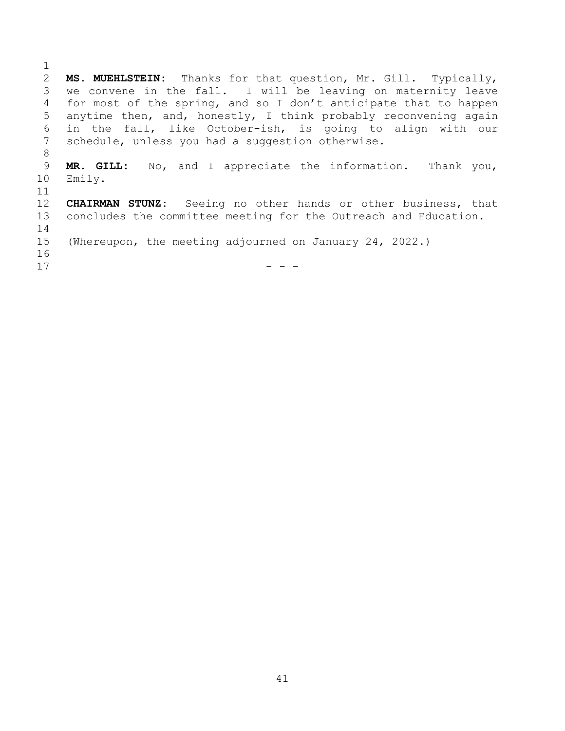**MS. MUEHLSTEIN:** Thanks for that question, Mr. Gill. Typically, we convene in the fall. I will be leaving on maternity leave for most of the spring, and so I don't anticipate that to happen anytime then, and, honestly, I think probably reconvening again in the fall, like October-ish, is going to align with our schedule, unless you had a suggestion otherwise.

**MR. GILL:** No, and I appreciate the information. Thank you, Emily.

**CHAIRMAN STUNZ:** Seeing no other hands or other business, that concludes the committee meeting for the Outreach and Education.

(Whereupon, the meeting adjourned on January 24, 2022.)

\- - -